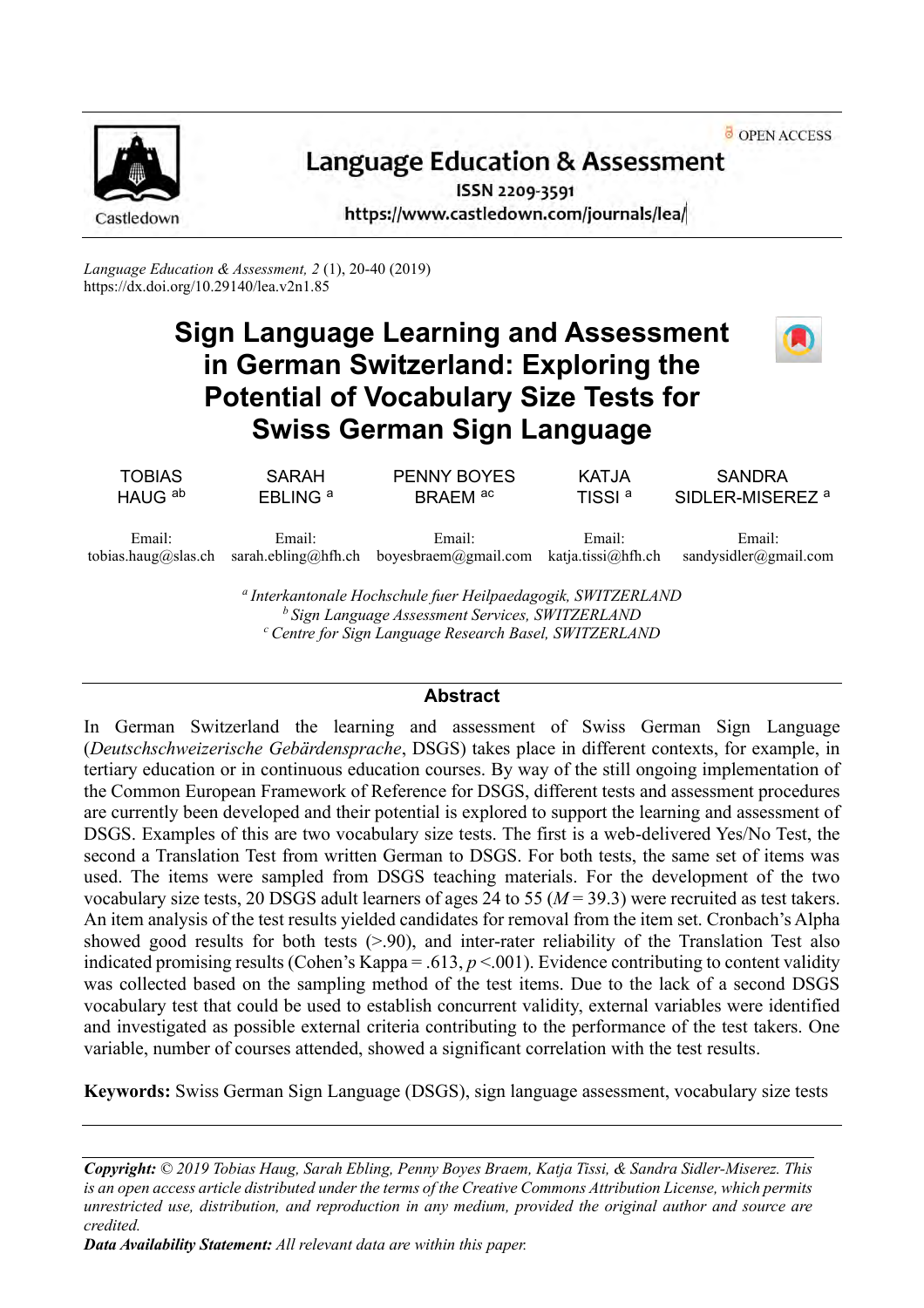OPEN ACCESS

# Language Education & Assessment

ISSN 2209-3591
https://www.castledown.com/journals/lea/

*Language Education & Assessment, 2* (1), 20-40 (2019)
https://dx.doi.org/10.29140/lea.v2n1.85

# Sign Language Learning and Assessment in German Switzerland: Exploring the Potential of Vocabulary Size Tests for Swiss German Sign Language

TOBIAS HAUG [ab]
Email: tobias.haug@slas.ch

SARAH EBLING [a]
Email: sarah.ebling@hfh.ch

PENNY BOYES BRAEM [ac]
Email: boyesbraem@gmail.com

KATJA TISSI [a]
Email: katja.tissi@hfh.ch

SANDRA SIDLER-MISEREZ [a]
Email: sandysidler@gmail.com

[a] *Interkantonale Hochschule fuer Heilpaedagogik, SWITZERLAND*
[b] *Sign Language Assessment Services, SWITZERLAND*
[c] *Centre for Sign Language Research Basel, SWITZERLAND*

## Abstract

In German Switzerland the learning and assessment of Swiss German Sign Language (*Deutschschweizerische Gebärdensprache*, DSGS) takes place in different contexts, for example, in tertiary education or in continuous education courses. By way of the still ongoing implementation of the Common European Framework of Reference for DSGS, different tests and assessment procedures are currently been developed and their potential is explored to support the learning and assessment of DSGS. Examples of this are two vocabulary size tests. The first is a web-delivered Yes/No Test, the second a Translation Test from written German to DSGS. For both tests, the same set of items was used. The items were sampled from DSGS teaching materials. For the development of the two vocabulary size tests, 20 DSGS adult learners of ages 24 to 55 ($M = 39.3$) were recruited as test takers. An item analysis of the test results yielded candidates for removal from the item set. Cronbach's Alpha showed good results for both tests (>.90), and inter-rater reliability of the Translation Test also indicated promising results (Cohen's Kappa = .613, $p$ <.001). Evidence contributing to content validity was collected based on the sampling method of the test items. Due to the lack of a second DSGS vocabulary test that could be used to establish concurrent validity, external variables were identified and investigated as possible external criteria contributing to the performance of the test takers. One variable, number of courses attended, showed a significant correlation with the test results.

**Keywords:** Swiss German Sign Language (DSGS), sign language assessment, vocabulary size tests

***Copyright:*** *© 2019 Tobias Haug, Sarah Ebling, Penny Boyes Braem, Katja Tissi, & Sandra Sidler-Miserez. This is an open access article distributed under the terms of the Creative Commons Attribution License, which permits unrestricted use, distribution, and reproduction in any medium, provided the original author and source are credited.*

***Data Availability Statement:*** *All relevant data are within this paper.*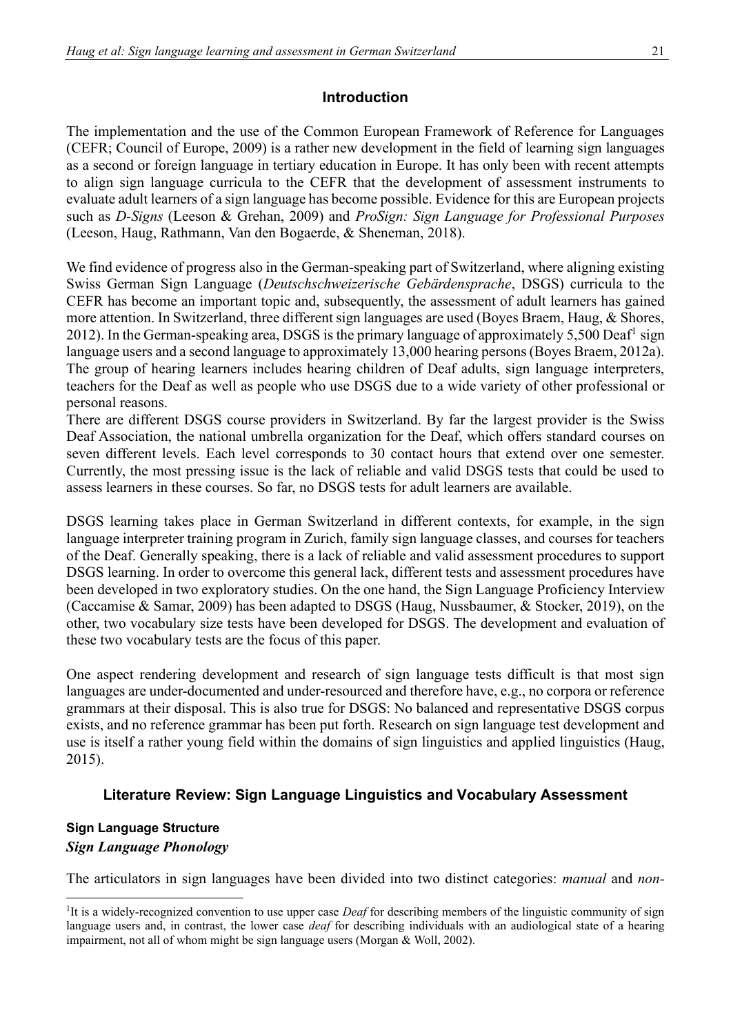## Introduction

The implementation and the use of the Common European Framework of Reference for Languages (CEFR; Council of Europe, 2009) is a rather new development in the field of learning sign languages as a second or foreign language in tertiary education in Europe. It has only been with recent attempts to align sign language curricula to the CEFR that the development of assessment instruments to evaluate adult learners of a sign language has become possible. Evidence for this are European projects such as *D-Signs* (Leeson & Grehan, 2009) and *ProSign: Sign Language for Professional Purposes* (Leeson, Haug, Rathmann, Van den Bogaerde, & Sheneman, 2018).

We find evidence of progress also in the German-speaking part of Switzerland, where aligning existing Swiss German Sign Language (*Deutschschweizerische Gebärdensprache*, DSGS) curricula to the CEFR has become an important topic and, subsequently, the assessment of adult learners has gained more attention. In Switzerland, three different sign languages are used (Boyes Braem, Haug, & Shores, 2012). In the German-speaking area, DSGS is the primary language of approximately 5,500 Deaf[1] sign language users and a second language to approximately 13,000 hearing persons (Boyes Braem, 2012a). The group of hearing learners includes hearing children of Deaf adults, sign language interpreters, teachers for the Deaf as well as people who use DSGS due to a wide variety of other professional or personal reasons.

There are different DSGS course providers in Switzerland. By far the largest provider is the Swiss Deaf Association, the national umbrella organization for the Deaf, which offers standard courses on seven different levels. Each level corresponds to 30 contact hours that extend over one semester. Currently, the most pressing issue is the lack of reliable and valid DSGS tests that could be used to assess learners in these courses. So far, no DSGS tests for adult learners are available.

DSGS learning takes place in German Switzerland in different contexts, for example, in the sign language interpreter training program in Zurich, family sign language classes, and courses for teachers of the Deaf. Generally speaking, there is a lack of reliable and valid assessment procedures to support DSGS learning. In order to overcome this general lack, different tests and assessment procedures have been developed in two exploratory studies. On the one hand, the Sign Language Proficiency Interview (Caccamise & Samar, 2009) has been adapted to DSGS (Haug, Nussbaumer, & Stocker, 2019), on the other, two vocabulary size tests have been developed for DSGS. The development and evaluation of these two vocabulary tests are the focus of this paper.

One aspect rendering development and research of sign language tests difficult is that most sign languages are under-documented and under-resourced and therefore have, e.g., no corpora or reference grammars at their disposal. This is also true for DSGS: No balanced and representative DSGS corpus exists, and no reference grammar has been put forth. Research on sign language test development and use is itself a rather young field within the domains of sign linguistics and applied linguistics (Haug, 2015).

## Literature Review: Sign Language Linguistics and Vocabulary Assessment

### Sign Language Structure

#### *Sign Language Phonology*

The articulators in sign languages have been divided into two distinct categories: *manual* and *non-*

[1] It is a widely-recognized convention to use upper case *Deaf* for describing members of the linguistic community of sign language users and, in contrast, the lower case *deaf* for describing individuals with an audiological state of a hearing impairment, not all of whom might be sign language users (Morgan & Woll, 2002).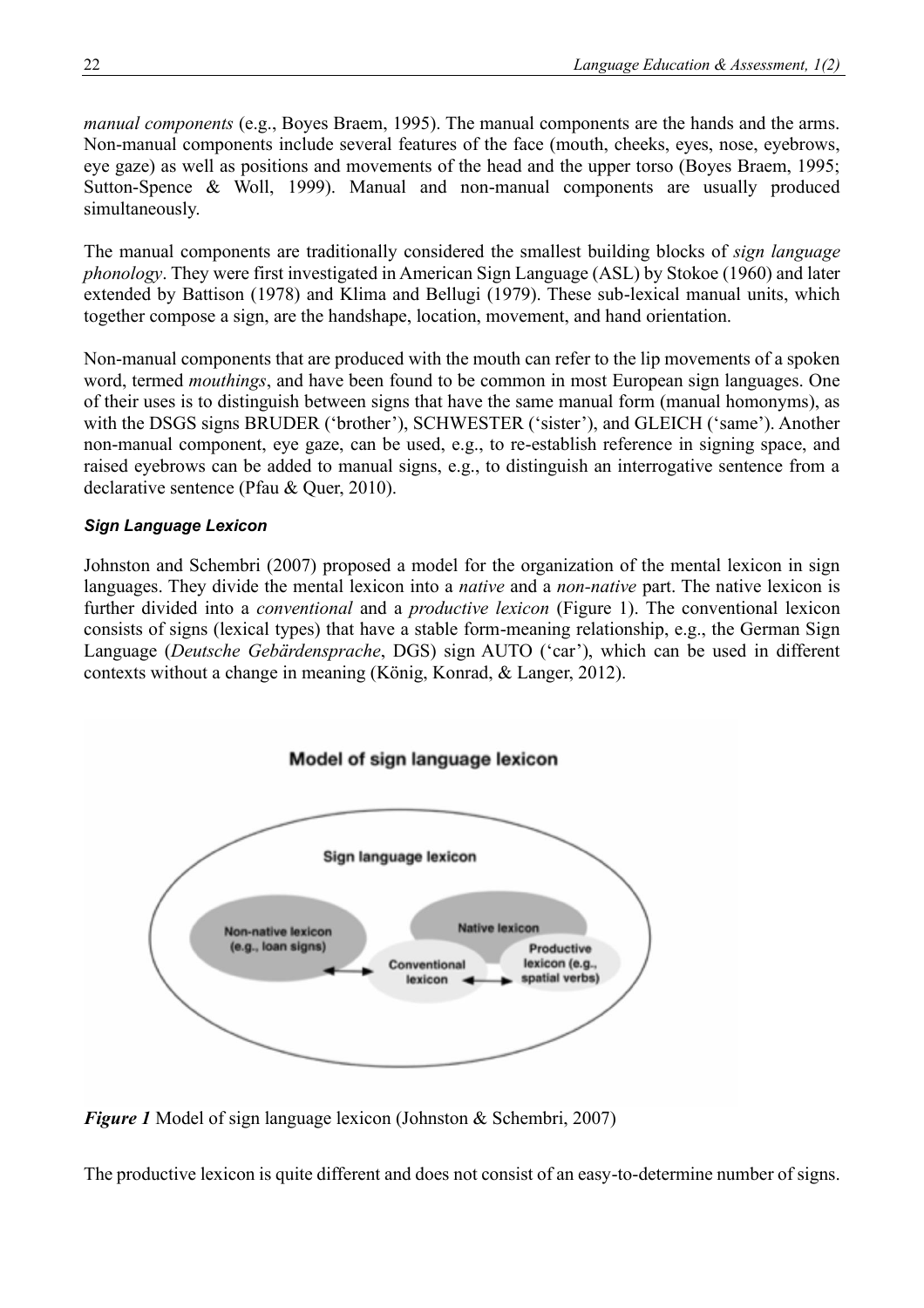*manual components* (e.g., Boyes Braem, 1995). The manual components are the hands and the arms. Non-manual components include several features of the face (mouth, cheeks, eyes, nose, eyebrows, eye gaze) as well as positions and movements of the head and the upper torso (Boyes Braem, 1995; Sutton-Spence & Woll, 1999). Manual and non-manual components are usually produced simultaneously.

The manual components are traditionally considered the smallest building blocks of *sign language phonology*. They were first investigated in American Sign Language (ASL) by Stokoe (1960) and later extended by Battison (1978) and Klima and Bellugi (1979). These sub-lexical manual units, which together compose a sign, are the handshape, location, movement, and hand orientation.

Non-manual components that are produced with the mouth can refer to the lip movements of a spoken word, termed *mouthings*, and have been found to be common in most European sign languages. One of their uses is to distinguish between signs that have the same manual form (manual homonyms), as with the DSGS signs BRUDER ('brother'), SCHWESTER ('sister'), and GLEICH ('same'). Another non-manual component, eye gaze, can be used, e.g., to re-establish reference in signing space, and raised eyebrows can be added to manual signs, e.g., to distinguish an interrogative sentence from a declarative sentence (Pfau & Quer, 2010).

#### *Sign Language Lexicon*

Johnston and Schembri (2007) proposed a model for the organization of the mental lexicon in sign languages. They divide the mental lexicon into a *native* and a *non-native* part. The native lexicon is further divided into a *conventional* and a *productive lexicon* (Figure 1). The conventional lexicon consists of signs (lexical types) that have a stable form-meaning relationship, e.g., the German Sign Language (*Deutsche Gebärdensprache*, DGS) sign AUTO ('car'), which can be used in different contexts without a change in meaning (König, Konrad, & Langer, 2012).

***Figure 1*** Model of sign language lexicon (Johnston & Schembri, 2007)

The productive lexicon is quite different and does not consist of an easy-to-determine number of signs.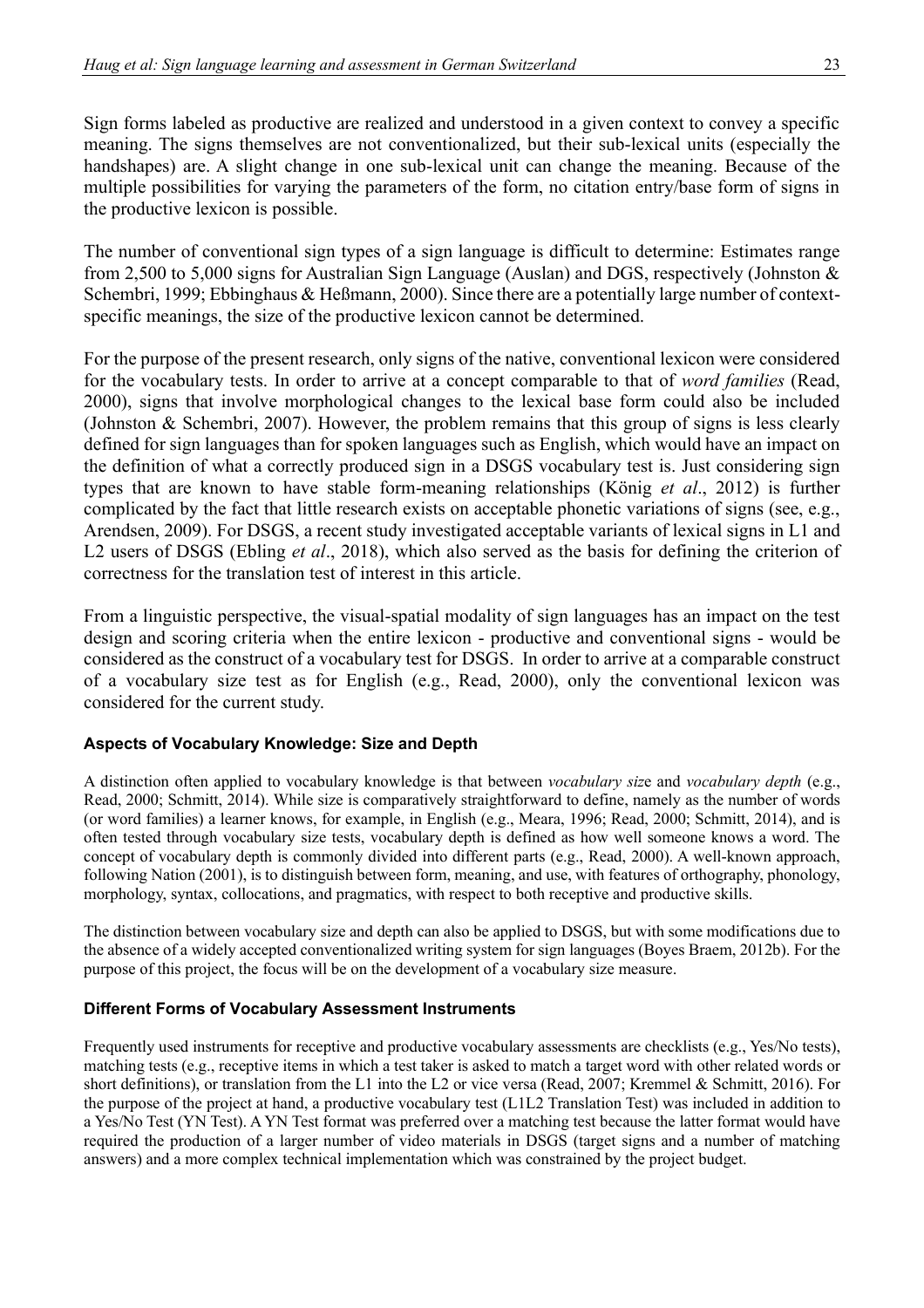Sign forms labeled as productive are realized and understood in a given context to convey a specific meaning. The signs themselves are not conventionalized, but their sub-lexical units (especially the handshapes) are. A slight change in one sub-lexical unit can change the meaning. Because of the multiple possibilities for varying the parameters of the form, no citation entry/base form of signs in the productive lexicon is possible.

The number of conventional sign types of a sign language is difficult to determine: Estimates range from 2,500 to 5,000 signs for Australian Sign Language (Auslan) and DGS, respectively (Johnston & Schembri, 1999; Ebbinghaus & Heßmann, 2000). Since there are a potentially large number of context-specific meanings, the size of the productive lexicon cannot be determined.

For the purpose of the present research, only signs of the native, conventional lexicon were considered for the vocabulary tests. In order to arrive at a concept comparable to that of *word families* (Read, 2000), signs that involve morphological changes to the lexical base form could also be included (Johnston & Schembri, 2007). However, the problem remains that this group of signs is less clearly defined for sign languages than for spoken languages such as English, which would have an impact on the definition of what a correctly produced sign in a DSGS vocabulary test is. Just considering sign types that are known to have stable form-meaning relationships (König *et al*., 2012) is further complicated by the fact that little research exists on acceptable phonetic variations of signs (see, e.g., Arendsen, 2009). For DSGS, a recent study investigated acceptable variants of lexical signs in L1 and L2 users of DSGS (Ebling *et al*., 2018), which also served as the basis for defining the criterion of correctness for the translation test of interest in this article.

From a linguistic perspective, the visual-spatial modality of sign languages has an impact on the test design and scoring criteria when the entire lexicon - productive and conventional signs - would be considered as the construct of a vocabulary test for DSGS. In order to arrive at a comparable construct of a vocabulary size test as for English (e.g., Read, 2000), only the conventional lexicon was considered for the current study.

### Aspects of Vocabulary Knowledge: Size and Depth

A distinction often applied to vocabulary knowledge is that between *vocabulary size* and *vocabulary depth* (e.g., Read, 2000; Schmitt, 2014). While size is comparatively straightforward to define, namely as the number of words (or word families) a learner knows, for example, in English (e.g., Meara, 1996; Read, 2000; Schmitt, 2014), and is often tested through vocabulary size tests, vocabulary depth is defined as how well someone knows a word. The concept of vocabulary depth is commonly divided into different parts (e.g., Read, 2000). A well-known approach, following Nation (2001), is to distinguish between form, meaning, and use, with features of orthography, phonology, morphology, syntax, collocations, and pragmatics, with respect to both receptive and productive skills.

The distinction between vocabulary size and depth can also be applied to DSGS, but with some modifications due to the absence of a widely accepted conventionalized writing system for sign languages (Boyes Braem, 2012b). For the purpose of this project, the focus will be on the development of a vocabulary size measure.

### Different Forms of Vocabulary Assessment Instruments

Frequently used instruments for receptive and productive vocabulary assessments are checklists (e.g., Yes/No tests), matching tests (e.g., receptive items in which a test taker is asked to match a target word with other related words or short definitions), or translation from the L1 into the L2 or vice versa (Read, 2007; Kremmel & Schmitt, 2016). For the purpose of the project at hand, a productive vocabulary test (L1L2 Translation Test) was included in addition to a Yes/No Test (YN Test). A YN Test format was preferred over a matching test because the latter format would have required the production of a larger number of video materials in DSGS (target signs and a number of matching answers) and a more complex technical implementation which was constrained by the project budget.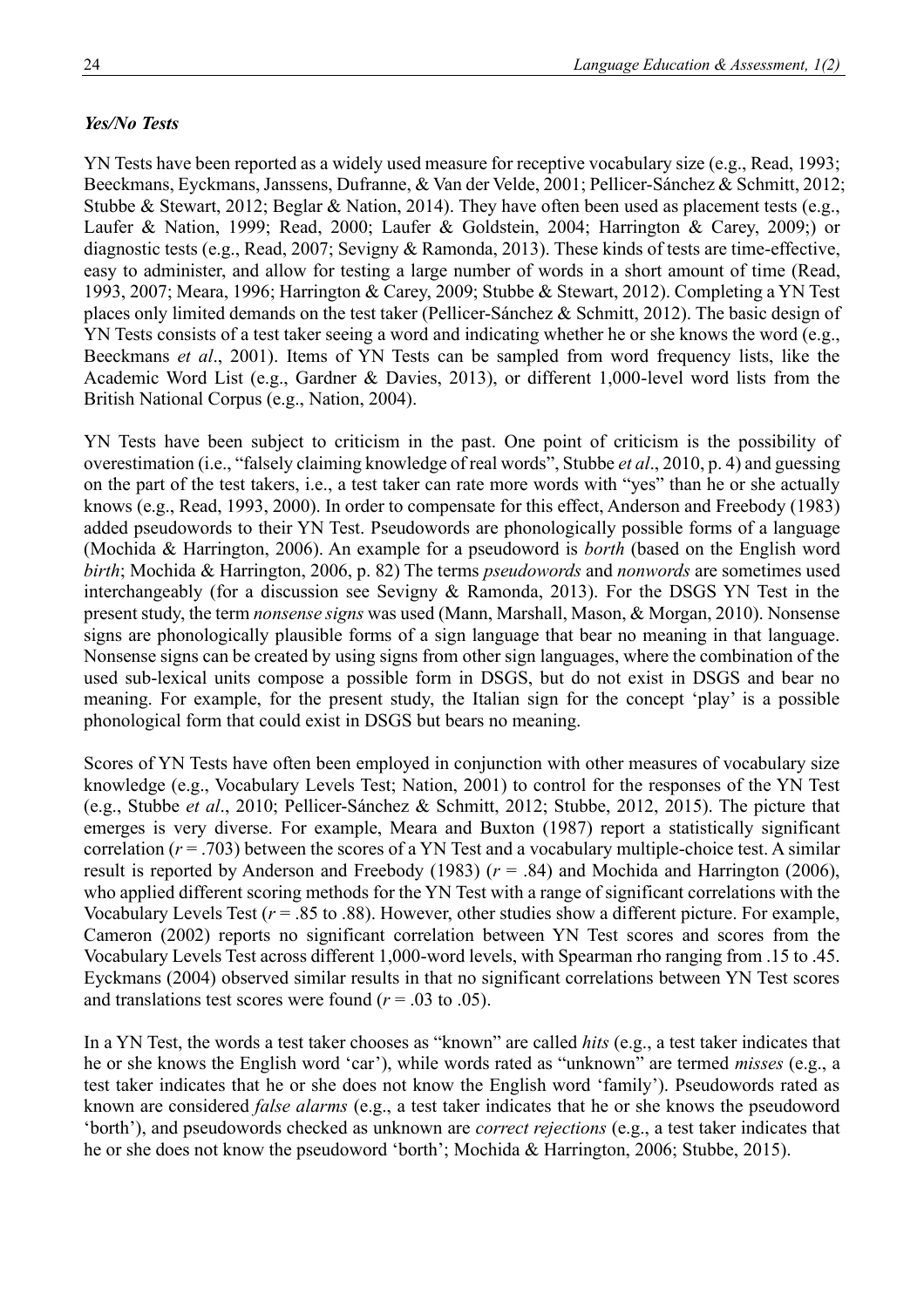### *Yes/No Tests*

YN Tests have been reported as a widely used measure for receptive vocabulary size (e.g., Read, 1993; Beeckmans, Eyckmans, Janssens, Dufranne, & Van der Velde, 2001; Pellicer-Sánchez & Schmitt, 2012; Stubbe & Stewart, 2012; Beglar & Nation, 2014). They have often been used as placement tests (e.g., Laufer & Nation, 1999; Read, 2000; Laufer & Goldstein, 2004; Harrington & Carey, 2009;) or diagnostic tests (e.g., Read, 2007; Sevigny & Ramonda, 2013). These kinds of tests are time-effective, easy to administer, and allow for testing a large number of words in a short amount of time (Read, 1993, 2007; Meara, 1996; Harrington & Carey, 2009; Stubbe & Stewart, 2012). Completing a YN Test places only limited demands on the test taker (Pellicer-Sánchez & Schmitt, 2012). The basic design of YN Tests consists of a test taker seeing a word and indicating whether he or she knows the word (e.g., Beeckmans *et al*., 2001). Items of YN Tests can be sampled from word frequency lists, like the Academic Word List (e.g., Gardner & Davies, 2013), or different 1,000-level word lists from the British National Corpus (e.g., Nation, 2004).

YN Tests have been subject to criticism in the past. One point of criticism is the possibility of overestimation (i.e., "falsely claiming knowledge of real words", Stubbe *et al*., 2010, p. 4) and guessing on the part of the test takers, i.e., a test taker can rate more words with "yes" than he or she actually knows (e.g., Read, 1993, 2000). In order to compensate for this effect, Anderson and Freebody (1983) added pseudowords to their YN Test. Pseudowords are phonologically possible forms of a language (Mochida & Harrington, 2006). An example for a pseudoword is *borth* (based on the English word *birth*; Mochida & Harrington, 2006, p. 82) The terms *pseudowords* and *nonwords* are sometimes used interchangeably (for a discussion see Sevigny & Ramonda, 2013). For the DSGS YN Test in the present study, the term *nonsense signs* was used (Mann, Marshall, Mason, & Morgan, 2010). Nonsense signs are phonologically plausible forms of a sign language that bear no meaning in that language. Nonsense signs can be created by using signs from other sign languages, where the combination of the used sub-lexical units compose a possible form in DSGS, but do not exist in DSGS and bear no meaning. For example, for the present study, the Italian sign for the concept 'play' is a possible phonological form that could exist in DSGS but bears no meaning.

Scores of YN Tests have often been employed in conjunction with other measures of vocabulary size knowledge (e.g., Vocabulary Levels Test; Nation, 2001) to control for the responses of the YN Test (e.g., Stubbe *et al*., 2010; Pellicer-Sánchez & Schmitt, 2012; Stubbe, 2012, 2015). The picture that emerges is very diverse. For example, Meara and Buxton (1987) report a statistically significant correlation ($r = .703$) between the scores of a YN Test and a vocabulary multiple-choice test. A similar result is reported by Anderson and Freebody (1983) ($r = .84$) and Mochida and Harrington (2006), who applied different scoring methods for the YN Test with a range of significant correlations with the Vocabulary Levels Test ($r = .85$ to $.88$). However, other studies show a different picture. For example, Cameron (2002) reports no significant correlation between YN Test scores and scores from the Vocabulary Levels Test across different 1,000-word levels, with Spearman rho ranging from .15 to .45. Eyckmans (2004) observed similar results in that no significant correlations between YN Test scores and translations test scores were found ($r = .03$ to $.05$).

In a YN Test, the words a test taker chooses as "known" are called *hits* (e.g., a test taker indicates that he or she knows the English word 'car'), while words rated as "unknown" are termed *misses* (e.g., a test taker indicates that he or she does not know the English word 'family'). Pseudowords rated as known are considered *false alarms* (e.g., a test taker indicates that he or she knows the pseudoword 'borth'), and pseudowords checked as unknown are *correct rejections* (e.g., a test taker indicates that he or she does not know the pseudoword 'borth'; Mochida & Harrington, 2006; Stubbe, 2015).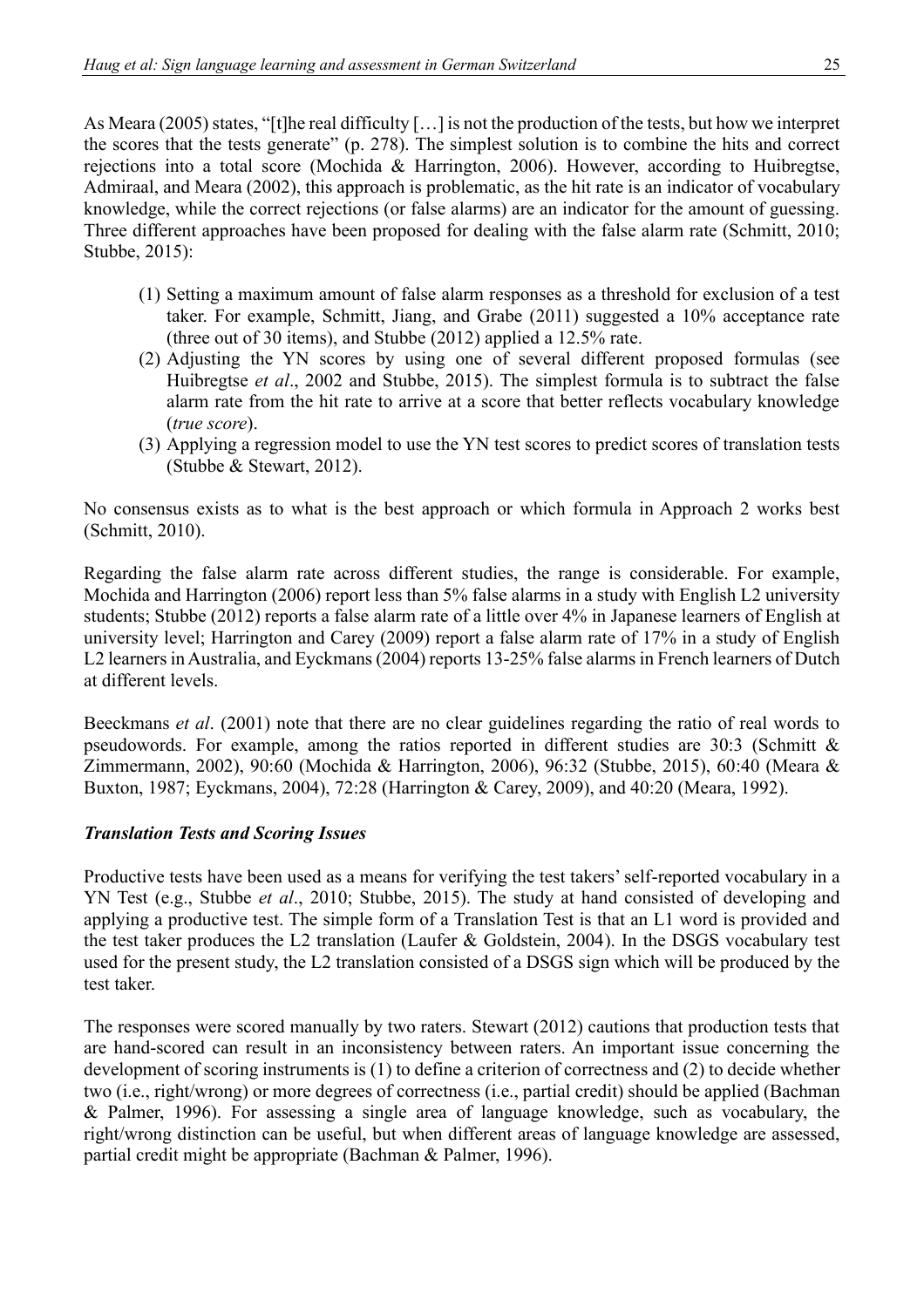As Meara (2005) states, "[t]he real difficulty […] is not the production of the tests, but how we interpret the scores that the tests generate" (p. 278). The simplest solution is to combine the hits and correct rejections into a total score (Mochida & Harrington, 2006). However, according to Huibregtse, Admiraal, and Meara (2002), this approach is problematic, as the hit rate is an indicator of vocabulary knowledge, while the correct rejections (or false alarms) are an indicator for the amount of guessing. Three different approaches have been proposed for dealing with the false alarm rate (Schmitt, 2010; Stubbe, 2015):

(1) Setting a maximum amount of false alarm responses as a threshold for exclusion of a test taker. For example, Schmitt, Jiang, and Grabe (2011) suggested a 10% acceptance rate (three out of 30 items), and Stubbe (2012) applied a 12.5% rate.
(2) Adjusting the YN scores by using one of several different proposed formulas (see Huibregtse *et al*., 2002 and Stubbe, 2015). The simplest formula is to subtract the false alarm rate from the hit rate to arrive at a score that better reflects vocabulary knowledge (*true score*).
(3) Applying a regression model to use the YN test scores to predict scores of translation tests (Stubbe & Stewart, 2012).

No consensus exists as to what is the best approach or which formula in Approach 2 works best (Schmitt, 2010).

Regarding the false alarm rate across different studies, the range is considerable. For example, Mochida and Harrington (2006) report less than 5% false alarms in a study with English L2 university students; Stubbe (2012) reports a false alarm rate of a little over 4% in Japanese learners of English at university level; Harrington and Carey (2009) report a false alarm rate of 17% in a study of English L2 learners in Australia, and Eyckmans (2004) reports 13-25% false alarms in French learners of Dutch at different levels.

Beeckmans *et al*. (2001) note that there are no clear guidelines regarding the ratio of real words to pseudowords. For example, among the ratios reported in different studies are 30:3 (Schmitt & Zimmermann, 2002), 90:60 (Mochida & Harrington, 2006), 96:32 (Stubbe, 2015), 60:40 (Meara & Buxton, 1987; Eyckmans, 2004), 72:28 (Harrington & Carey, 2009), and 40:20 (Meara, 1992).

### *Translation Tests and Scoring Issues*

Productive tests have been used as a means for verifying the test takers' self-reported vocabulary in a YN Test (e.g., Stubbe *et al*., 2010; Stubbe, 2015). The study at hand consisted of developing and applying a productive test. The simple form of a Translation Test is that an L1 word is provided and the test taker produces the L2 translation (Laufer & Goldstein, 2004). In the DSGS vocabulary test used for the present study, the L2 translation consisted of a DSGS sign which will be produced by the test taker.

The responses were scored manually by two raters. Stewart (2012) cautions that production tests that are hand-scored can result in an inconsistency between raters. An important issue concerning the development of scoring instruments is (1) to define a criterion of correctness and (2) to decide whether two (i.e., right/wrong) or more degrees of correctness (i.e., partial credit) should be applied (Bachman & Palmer, 1996). For assessing a single area of language knowledge, such as vocabulary, the right/wrong distinction can be useful, but when different areas of language knowledge are assessed, partial credit might be appropriate (Bachman & Palmer, 1996).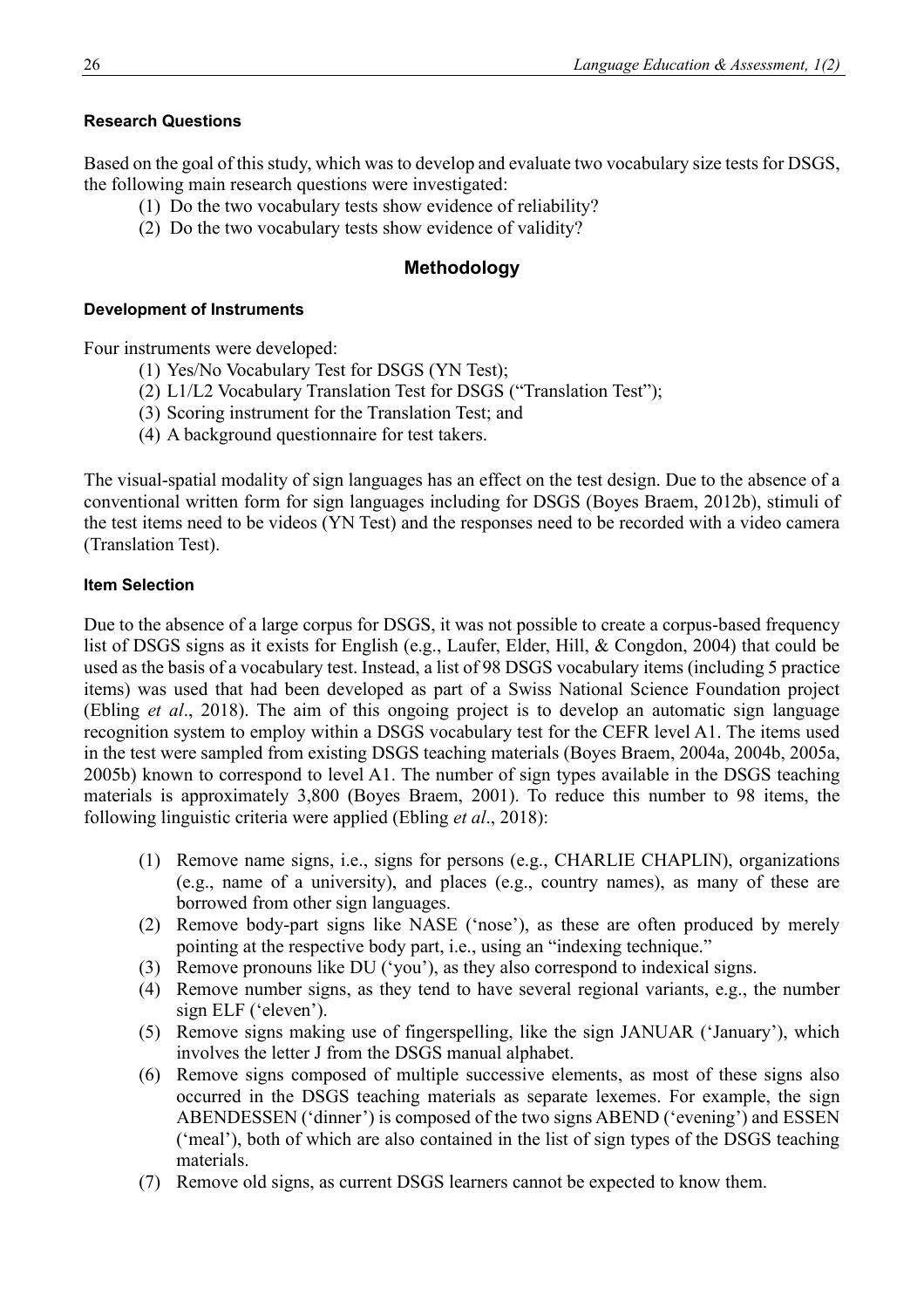### Research Questions

Based on the goal of this study, which was to develop and evaluate two vocabulary size tests for DSGS, the following main research questions were investigated:

(1) Do the two vocabulary tests show evidence of reliability?
(2) Do the two vocabulary tests show evidence of validity?

## Methodology

### Development of Instruments

Four instruments were developed:

(1) Yes/No Vocabulary Test for DSGS (YN Test);
(2) L1/L2 Vocabulary Translation Test for DSGS ("Translation Test");
(3) Scoring instrument for the Translation Test; and
(4) A background questionnaire for test takers.

The visual-spatial modality of sign languages has an effect on the test design. Due to the absence of a conventional written form for sign languages including for DSGS (Boyes Braem, 2012b), stimuli of the test items need to be videos (YN Test) and the responses need to be recorded with a video camera (Translation Test).

### Item Selection

Due to the absence of a large corpus for DSGS, it was not possible to create a corpus-based frequency list of DSGS signs as it exists for English (e.g., Laufer, Elder, Hill, & Congdon, 2004) that could be used as the basis of a vocabulary test. Instead, a list of 98 DSGS vocabulary items (including 5 practice items) was used that had been developed as part of a Swiss National Science Foundation project (Ebling *et al*., 2018). The aim of this ongoing project is to develop an automatic sign language recognition system to employ within a DSGS vocabulary test for the CEFR level A1. The items used in the test were sampled from existing DSGS teaching materials (Boyes Braem, 2004a, 2004b, 2005a, 2005b) known to correspond to level A1. The number of sign types available in the DSGS teaching materials is approximately 3,800 (Boyes Braem, 2001). To reduce this number to 98 items, the following linguistic criteria were applied (Ebling *et al*., 2018):

(1) Remove name signs, i.e., signs for persons (e.g., CHARLIE CHAPLIN), organizations (e.g., name of a university), and places (e.g., country names), as many of these are borrowed from other sign languages.
(2) Remove body-part signs like NASE ('nose'), as these are often produced by merely pointing at the respective body part, i.e., using an "indexing technique."
(3) Remove pronouns like DU ('you'), as they also correspond to indexical signs.
(4) Remove number signs, as they tend to have several regional variants, e.g., the number sign ELF ('eleven').
(5) Remove signs making use of fingerspelling, like the sign JANUAR ('January'), which involves the letter J from the DSGS manual alphabet.
(6) Remove signs composed of multiple successive elements, as most of these signs also occurred in the DSGS teaching materials as separate lexemes. For example, the sign ABENDESSEN ('dinner') is composed of the two signs ABEND ('evening') and ESSEN ('meal'), both of which are also contained in the list of sign types of the DSGS teaching materials.
(7) Remove old signs, as current DSGS learners cannot be expected to know them.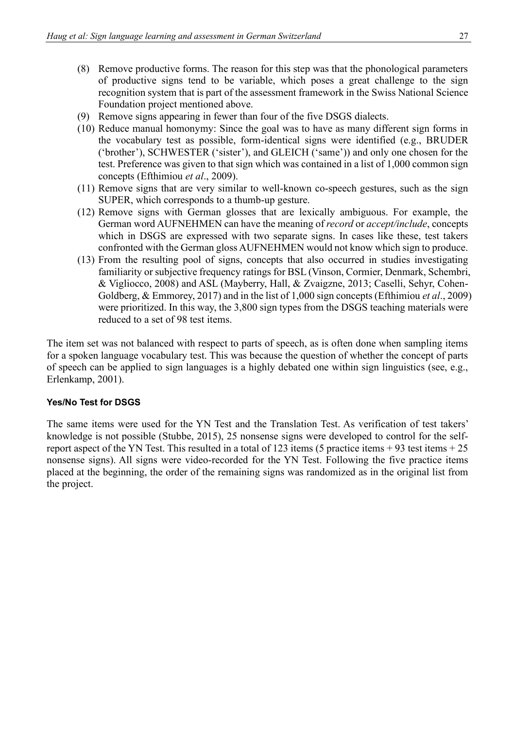(8) Remove productive forms. The reason for this step was that the phonological parameters of productive signs tend to be variable, which poses a great challenge to the sign recognition system that is part of the assessment framework in the Swiss National Science Foundation project mentioned above.

(9) Remove signs appearing in fewer than four of the five DSGS dialects.

(10) Reduce manual homonymy: Since the goal was to have as many different sign forms in the vocabulary test as possible, form-identical signs were identified (e.g., BRUDER ('brother'), SCHWESTER ('sister'), and GLEICH ('same')) and only one chosen for the test. Preference was given to that sign which was contained in a list of 1,000 common sign concepts (Efthimiou *et al*., 2009).

(11) Remove signs that are very similar to well-known co-speech gestures, such as the sign SUPER, which corresponds to a thumb-up gesture.

(12) Remove signs with German glosses that are lexically ambiguous. For example, the German word AUFNEHMEN can have the meaning of *record* or *accept/include*, concepts which in DSGS are expressed with two separate signs. In cases like these, test takers confronted with the German gloss AUFNEHMEN would not know which sign to produce.

(13) From the resulting pool of signs, concepts that also occurred in studies investigating familiarity or subjective frequency ratings for BSL (Vinson, Cormier, Denmark, Schembri, & Vigliocco, 2008) and ASL (Mayberry, Hall, & Zvaigzne, 2013; Caselli, Sehyr, Cohen-Goldberg, & Emmorey, 2017) and in the list of 1,000 sign concepts (Efthimiou *et al*., 2009) were prioritized. In this way, the 3,800 sign types from the DSGS teaching materials were reduced to a set of 98 test items.

The item set was not balanced with respect to parts of speech, as is often done when sampling items for a spoken language vocabulary test. This was because the question of whether the concept of parts of speech can be applied to sign languages is a highly debated one within sign linguistics (see, e.g., Erlenkamp, 2001).

#### Yes/No Test for DSGS

The same items were used for the YN Test and the Translation Test. As verification of test takers' knowledge is not possible (Stubbe, 2015), 25 nonsense signs were developed to control for the self-report aspect of the YN Test. This resulted in a total of 123 items (5 practice items + 93 test items + 25 nonsense signs). All signs were video-recorded for the YN Test. Following the five practice items placed at the beginning, the order of the remaining signs was randomized as in the original list from the project.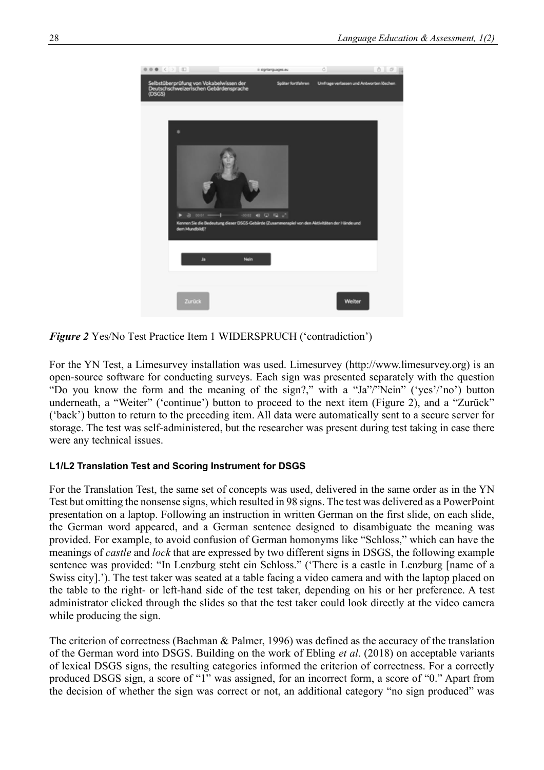*Figure 2* Yes/No Test Practice Item 1 WIDERSPRUCH ('contradiction')

For the YN Test, a Limesurvey installation was used. Limesurvey (http://www.limesurvey.org) is an open-source software for conducting surveys. Each sign was presented separately with the question "Do you know the form and the meaning of the sign?," with a "Ja"/"Nein" ('yes'/'no') button underneath, a "Weiter" ('continue') button to proceed to the next item (Figure 2), and a "Zurück" ('back') button to return to the preceding item. All data were automatically sent to a secure server for storage. The test was self-administered, but the researcher was present during test taking in case there were any technical issues.

#### L1/L2 Translation Test and Scoring Instrument for DSGS

For the Translation Test, the same set of concepts was used, delivered in the same order as in the YN Test but omitting the nonsense signs, which resulted in 98 signs. The test was delivered as a PowerPoint presentation on a laptop. Following an instruction in written German on the first slide, on each slide, the German word appeared, and a German sentence designed to disambiguate the meaning was provided. For example, to avoid confusion of German homonyms like "Schloss," which can have the meanings of *castle* and *lock* that are expressed by two different signs in DSGS, the following example sentence was provided: "In Lenzburg steht ein Schloss." ('There is a castle in Lenzburg [name of a Swiss city].'). The test taker was seated at a table facing a video camera and with the laptop placed on the table to the right- or left-hand side of the test taker, depending on his or her preference. A test administrator clicked through the slides so that the test taker could look directly at the video camera while producing the sign.

The criterion of correctness (Bachman & Palmer, 1996) was defined as the accuracy of the translation of the German word into DSGS. Building on the work of Ebling *et al*. (2018) on acceptable variants of lexical DSGS signs, the resulting categories informed the criterion of correctness. For a correctly produced DSGS sign, a score of "1" was assigned, for an incorrect form, a score of "0." Apart from the decision of whether the sign was correct or not, an additional category "no sign produced" was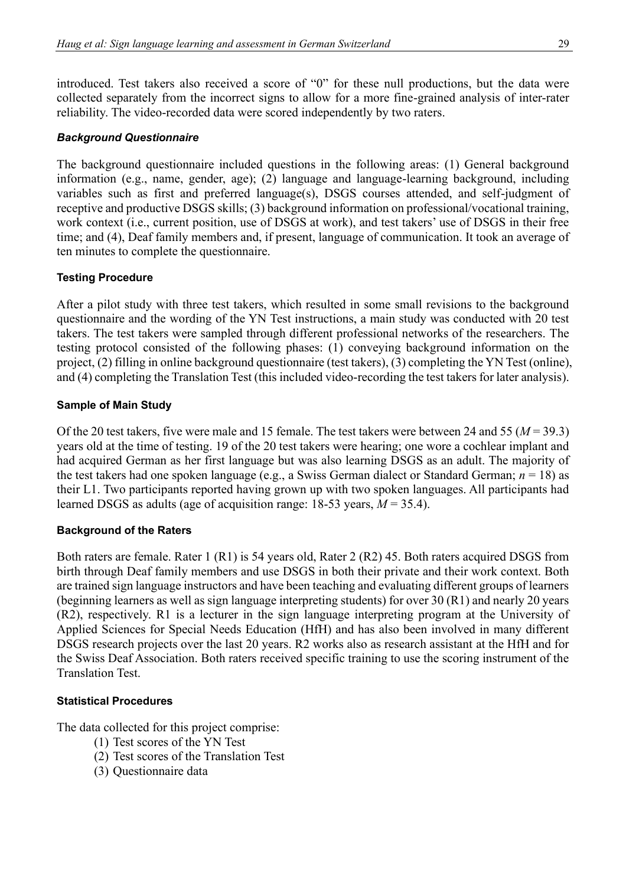introduced. Test takers also received a score of "0" for these null productions, but the data were collected separately from the incorrect signs to allow for a more fine-grained analysis of inter-rater reliability. The video-recorded data were scored independently by two raters.

#### *Background Questionnaire*

The background questionnaire included questions in the following areas: (1) General background information (e.g., name, gender, age); (2) language and language-learning background, including variables such as first and preferred language(s), DSGS courses attended, and self-judgment of receptive and productive DSGS skills; (3) background information on professional/vocational training, work context (i.e., current position, use of DSGS at work), and test takers' use of DSGS in their free time; and (4), Deaf family members and, if present, language of communication. It took an average of ten minutes to complete the questionnaire.

### Testing Procedure

After a pilot study with three test takers, which resulted in some small revisions to the background questionnaire and the wording of the YN Test instructions, a main study was conducted with 20 test takers. The test takers were sampled through different professional networks of the researchers. The testing protocol consisted of the following phases: (1) conveying background information on the project, (2) filling in online background questionnaire (test takers), (3) completing the YN Test (online), and (4) completing the Translation Test (this included video-recording the test takers for later analysis).

### Sample of Main Study

Of the 20 test takers, five were male and 15 female. The test takers were between 24 and 55 ($M = 39.3$) years old at the time of testing. 19 of the 20 test takers were hearing; one wore a cochlear implant and had acquired German as her first language but was also learning DSGS as an adult. The majority of the test takers had one spoken language (e.g., a Swiss German dialect or Standard German; $n = 18$) as their L1. Two participants reported having grown up with two spoken languages. All participants had learned DSGS as adults (age of acquisition range: 18-53 years, $M = 35.4$).

### Background of the Raters

Both raters are female. Rater 1 (R1) is 54 years old, Rater 2 (R2) 45. Both raters acquired DSGS from birth through Deaf family members and use DSGS in both their private and their work context. Both are trained sign language instructors and have been teaching and evaluating different groups of learners (beginning learners as well as sign language interpreting students) for over 30 (R1) and nearly 20 years (R2), respectively. R1 is a lecturer in the sign language interpreting program at the University of Applied Sciences for Special Needs Education (HfH) and has also been involved in many different DSGS research projects over the last 20 years. R2 works also as research assistant at the HfH and for the Swiss Deaf Association. Both raters received specific training to use the scoring instrument of the Translation Test.

### Statistical Procedures

The data collected for this project comprise:

(1) Test scores of the YN Test
(2) Test scores of the Translation Test
(3) Questionnaire data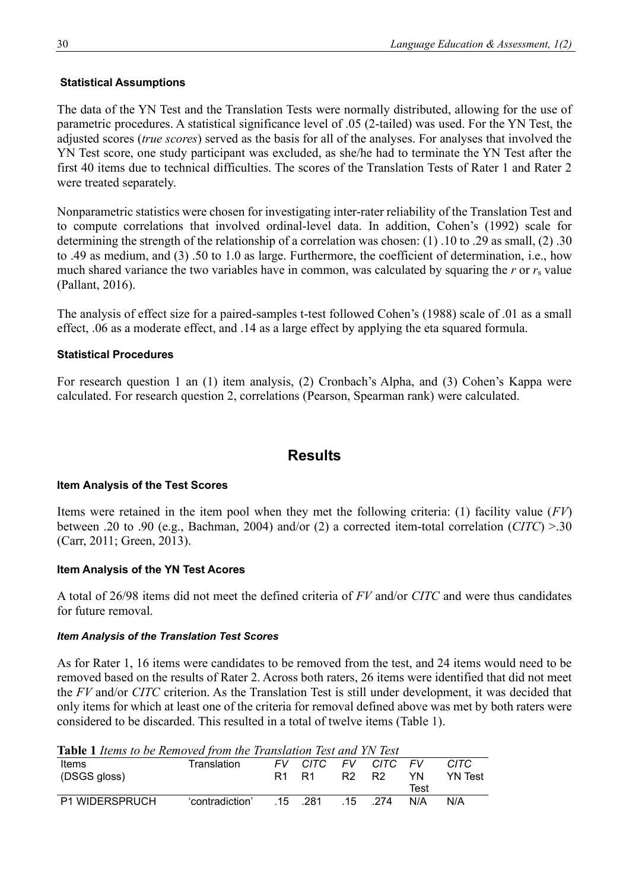#### Statistical Assumptions

The data of the YN Test and the Translation Tests were normally distributed, allowing for the use of parametric procedures. A statistical significance level of .05 (2-tailed) was used. For the YN Test, the adjusted scores (*true scores*) served as the basis for all of the analyses. For analyses that involved the YN Test score, one study participant was excluded, as she/he had to terminate the YN Test after the first 40 items due to technical difficulties. The scores of the Translation Tests of Rater 1 and Rater 2 were treated separately.

Nonparametric statistics were chosen for investigating inter-rater reliability of the Translation Test and to compute correlations that involved ordinal-level data. In addition, Cohen's (1992) scale for determining the strength of the relationship of a correlation was chosen: (1) .10 to .29 as small, (2) .30 to .49 as medium, and (3) .50 to 1.0 as large. Furthermore, the coefficient of determination, i.e., how much shared variance the two variables have in common, was calculated by squaring the $r$ or $r_s$ value (Pallant, 2016).

The analysis of effect size for a paired-samples t-test followed Cohen's (1988) scale of .01 as a small effect, .06 as a moderate effect, and .14 as a large effect by applying the eta squared formula.

#### Statistical Procedures

For research question 1 an (1) item analysis, (2) Cronbach's Alpha, and (3) Cohen's Kappa were calculated. For research question 2, correlations (Pearson, Spearman rank) were calculated.

## Results

#### Item Analysis of the Test Scores

Items were retained in the item pool when they met the following criteria: (1) facility value (*FV*) between .20 to .90 (e.g., Bachman, 2004) and/or (2) a corrected item-total correlation (*CITC*) >.30 (Carr, 2011; Green, 2013).

#### Item Analysis of the YN Test Acores

A total of 26/98 items did not meet the defined criteria of *FV* and/or *CITC* and were thus candidates for future removal.

##### *Item Analysis of the Translation Test Scores*

As for Rater 1, 16 items were candidates to be removed from the test, and 24 items would need to be removed based on the results of Rater 2. Across both raters, 26 items were identified that did not meet the *FV* and/or *CITC* criterion. As the Translation Test is still under development, it was decided that only items for which at least one of the criteria for removal defined above was met by both raters were considered to be discarded. This resulted in a total of twelve items (Table 1).

**Table 1** *Items to be Removed from the Translation Test and YN Test*

| Items (DSGS gloss) | Translation | *FV* R1 | *CITC* R1 | *FV* R2 | *CITC* R2 | *FV* YN Test | *CITC* YN Test |
|---|---|---|---|---|---|---|---|
| P1 WIDERSPRUCH | 'contradiction' | .15 | .281 | .15 | .274 | N/A | N/A |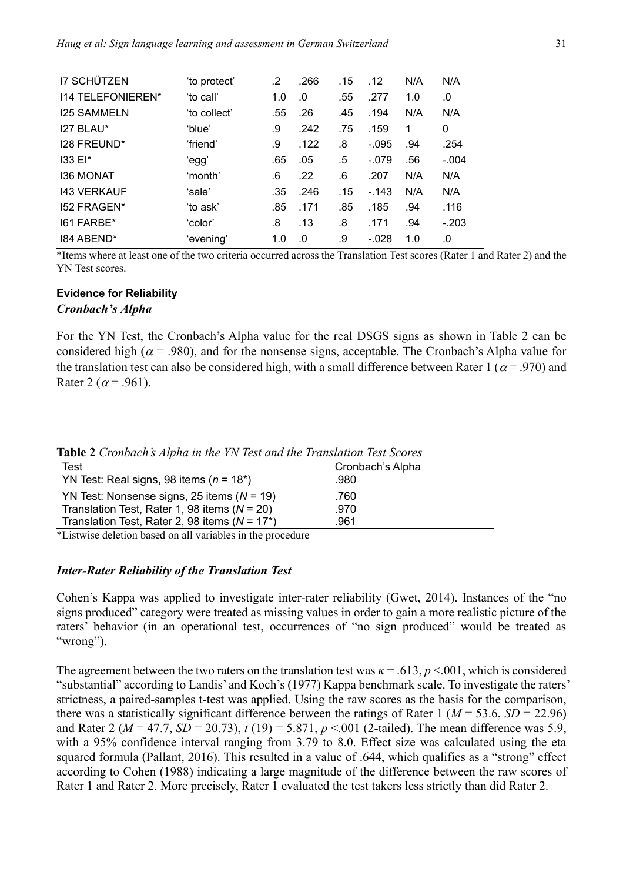| | | | | | | | |
|---|---|---|---|---|---|---|---|
| I7 SCHÜTZEN | 'to protect' | .2 | .266 | .15 | .12 | N/A | N/A |
| I14 TELEFONIEREN* | 'to call' | 1.0 | .0 | .55 | .277 | 1.0 | .0 |
| I25 SAMMELN | 'to collect' | .55 | .26 | .45 | .194 | N/A | N/A |
| I27 BLAU* | 'blue' | .9 | .242 | .75 | .159 | 1 | 0 |
| I28 FREUND* | 'friend' | .9 | .122 | .8 | -.095 | .94 | .254 |
| I33 EI* | 'egg' | .65 | .05 | .5 | -.079 | .56 | -.004 |
| I36 MONAT | 'month' | .6 | .22 | .6 | .207 | N/A | N/A |
| I43 VERKAUF | 'sale' | .35 | .246 | .15 | -.143 | N/A | N/A |
| I52 FRAGEN* | 'to ask' | .85 | .171 | .85 | .185 | .94 | .116 |
| I61 FARBE* | 'color' | .8 | .13 | .8 | .171 | .94 | -.203 |
| I84 ABEND* | 'evening' | 1.0 | .0 | .9 | -.028 | 1.0 | .0 |

*Items where at least one of the two criteria occurred across the Translation Test scores (Rater 1 and Rater 2) and the YN Test scores.

## Evidence for Reliability

### *Cronbach's Alpha*

For the YN Test, the Cronbach's Alpha value for the real DSGS signs as shown in Table 2 can be considered high ($\alpha = .980$), and for the nonsense signs, acceptable. The Cronbach's Alpha value for the translation test can also be considered high, with a small difference between Rater 1 ($\alpha = .970$) and Rater 2 ($\alpha = .961$).

**Table 2** *Cronbach's Alpha in the YN Test and the Translation Test Scores*

| Test | Cronbach's Alpha |
|---|---|
| YN Test: Real signs, 98 items ($n = 18$*) | .980 |
| YN Test: Nonsense signs, 25 items ($N = 19$) | .760 |
| Translation Test, Rater 1, 98 items ($N = 20$) | .970 |
| Translation Test, Rater 2, 98 items ($N = 17$*) | .961 |

*Listwise deletion based on all variables in the procedure

### *Inter-Rater Reliability of the Translation Test*

Cohen's Kappa was applied to investigate inter-rater reliability (Gwet, 2014). Instances of the "no signs produced" category were treated as missing values in order to gain a more realistic picture of the raters' behavior (in an operational test, occurrences of "no sign produced" would be treated as "wrong").

The agreement between the two raters on the translation test was $\kappa = .613$, $p < .001$, which is considered "substantial" according to Landis' and Koch's (1977) Kappa benchmark scale. To investigate the raters' strictness, a paired-samples t-test was applied. Using the raw scores as the basis for the comparison, there was a statistically significant difference between the ratings of Rater 1 ($M = 53.6$, $SD = 22.96$) and Rater 2 ($M = 47.7$, $SD = 20.73$), $t\ (19) = 5.871$, $p < .001$ (2-tailed). The mean difference was 5.9, with a 95% confidence interval ranging from 3.79 to 8.0. Effect size was calculated using the eta squared formula (Pallant, 2016). This resulted in a value of .644, which qualifies as a "strong" effect according to Cohen (1988) indicating a large magnitude of the difference between the raw scores of Rater 1 and Rater 2. More precisely, Rater 1 evaluated the test takers less strictly than did Rater 2.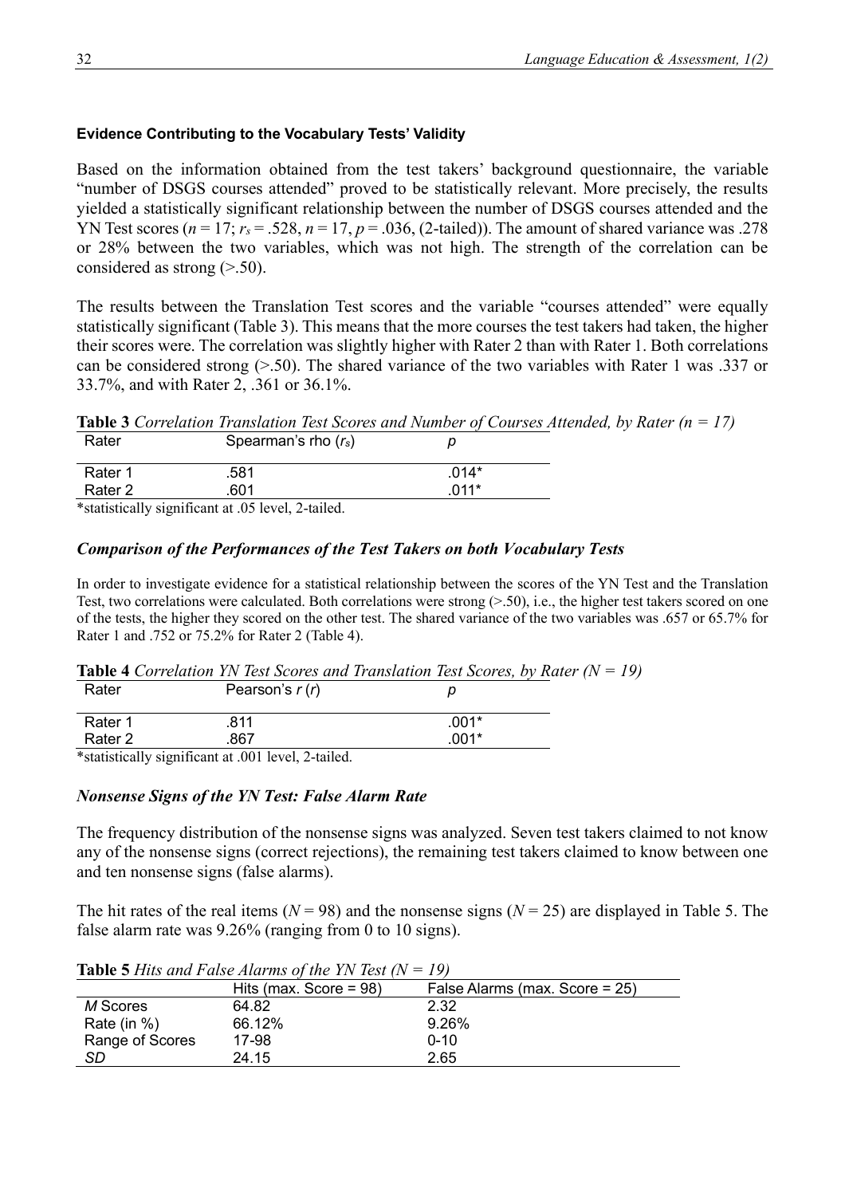#### Evidence Contributing to the Vocabulary Tests' Validity

Based on the information obtained from the test takers' background questionnaire, the variable "number of DSGS courses attended" proved to be statistically relevant. More precisely, the results yielded a statistically significant relationship between the number of DSGS courses attended and the YN Test scores ($n = 17$; $r_s = .528$, $n = 17$, $p = .036$, (2-tailed)). The amount of shared variance was .278 or 28% between the two variables, which was not high. The strength of the correlation can be considered as strong (>.50).

The results between the Translation Test scores and the variable "courses attended" were equally statistically significant (Table 3). This means that the more courses the test takers had taken, the higher their scores were. The correlation was slightly higher with Rater 2 than with Rater 1. Both correlations can be considered strong (>.50). The shared variance of the two variables with Rater 1 was .337 or 33.7%, and with Rater 2, .361 or 36.1%.

**Table 3** *Correlation Translation Test Scores and Number of Courses Attended, by Rater ($n = 17$)*

| Rater | Spearman's rho ($r_s$) | $p$ |
|---|---|---|
| Rater 1 | .581 | .014* |
| Rater 2 | .601 | .011* |

*statistically significant at .05 level, 2-tailed.

### *Comparison of the Performances of the Test Takers on both Vocabulary Tests*

In order to investigate evidence for a statistical relationship between the scores of the YN Test and the Translation Test, two correlations were calculated. Both correlations were strong (>.50), i.e., the higher test takers scored on one of the tests, the higher they scored on the other test. The shared variance of the two variables was .657 or 65.7% for Rater 1 and .752 or 75.2% for Rater 2 (Table 4).

**Table 4** *Correlation YN Test Scores and Translation Test Scores, by Rater ($N = 19$)*

| Rater | Pearson's $r$ ($r$) | $p$ |
|---|---|---|
| Rater 1 | .811 | .001* |
| Rater 2 | .867 | .001* |

*statistically significant at .001 level, 2-tailed.

### *Nonsense Signs of the YN Test: False Alarm Rate*

The frequency distribution of the nonsense signs was analyzed. Seven test takers claimed to not know any of the nonsense signs (correct rejections), the remaining test takers claimed to know between one and ten nonsense signs (false alarms).

The hit rates of the real items ($N = 98$) and the nonsense signs ($N = 25$) are displayed in Table 5. The false alarm rate was 9.26% (ranging from 0 to 10 signs).

**Table 5** *Hits and False Alarms of the YN Test ($N = 19$)*

| | Hits (max. Score = 98) | False Alarms (max. Score = 25) |
|---|---|---|
| *M* Scores | 64.82 | 2.32 |
| Rate (in %) | 66.12% | 9.26% |
| Range of Scores | 17-98 | 0-10 |
| *SD* | 24.15 | 2.65 |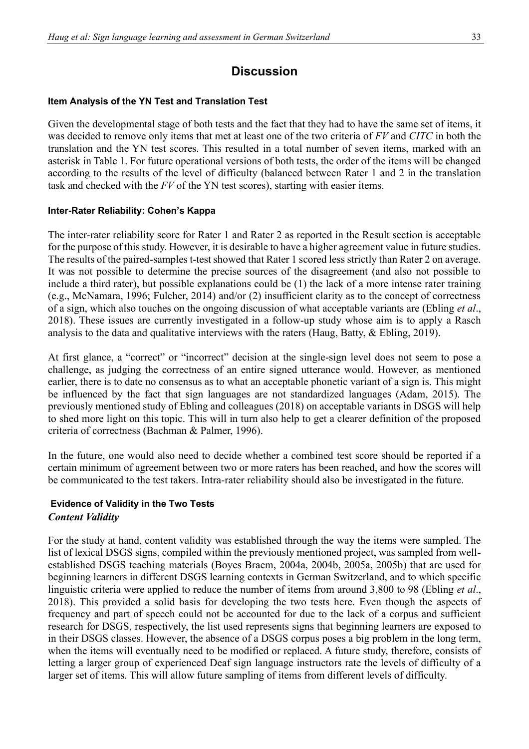## Discussion

### Item Analysis of the YN Test and Translation Test

Given the developmental stage of both tests and the fact that they had to have the same set of items, it was decided to remove only items that met at least one of the two criteria of *FV* and *CITC* in both the translation and the YN test scores. This resulted in a total number of seven items, marked with an asterisk in Table 1. For future operational versions of both tests, the order of the items will be changed according to the results of the level of difficulty (balanced between Rater 1 and 2 in the translation task and checked with the *FV* of the YN test scores), starting with easier items.

### Inter-Rater Reliability: Cohen's Kappa

The inter-rater reliability score for Rater 1 and Rater 2 as reported in the Result section is acceptable for the purpose of this study. However, it is desirable to have a higher agreement value in future studies. The results of the paired-samples t-test showed that Rater 1 scored less strictly than Rater 2 on average. It was not possible to determine the precise sources of the disagreement (and also not possible to include a third rater), but possible explanations could be (1) the lack of a more intense rater training (e.g., McNamara, 1996; Fulcher, 2014) and/or (2) insufficient clarity as to the concept of correctness of a sign, which also touches on the ongoing discussion of what acceptable variants are (Ebling *et al*., 2018). These issues are currently investigated in a follow-up study whose aim is to apply a Rasch analysis to the data and qualitative interviews with the raters (Haug, Batty, & Ebling, 2019).

At first glance, a "correct" or "incorrect" decision at the single-sign level does not seem to pose a challenge, as judging the correctness of an entire signed utterance would. However, as mentioned earlier, there is to date no consensus as to what an acceptable phonetic variant of a sign is. This might be influenced by the fact that sign languages are not standardized languages (Adam, 2015). The previously mentioned study of Ebling and colleagues (2018) on acceptable variants in DSGS will help to shed more light on this topic. This will in turn also help to get a clearer definition of the proposed criteria of correctness (Bachman & Palmer, 1996).

In the future, one would also need to decide whether a combined test score should be reported if a certain minimum of agreement between two or more raters has been reached, and how the scores will be communicated to the test takers. Intra-rater reliability should also be investigated in the future.

### Evidence of Validity in the Two Tests

#### *Content Validity*

For the study at hand, content validity was established through the way the items were sampled. The list of lexical DSGS signs, compiled within the previously mentioned project, was sampled from well-established DSGS teaching materials (Boyes Braem, 2004a, 2004b, 2005a, 2005b) that are used for beginning learners in different DSGS learning contexts in German Switzerland, and to which specific linguistic criteria were applied to reduce the number of items from around 3,800 to 98 (Ebling *et al*., 2018). This provided a solid basis for developing the two tests here. Even though the aspects of frequency and part of speech could not be accounted for due to the lack of a corpus and sufficient research for DSGS, respectively, the list used represents signs that beginning learners are exposed to in their DSGS classes. However, the absence of a DSGS corpus poses a big problem in the long term, when the items will eventually need to be modified or replaced. A future study, therefore, consists of letting a larger group of experienced Deaf sign language instructors rate the levels of difficulty of a larger set of items. This will allow future sampling of items from different levels of difficulty.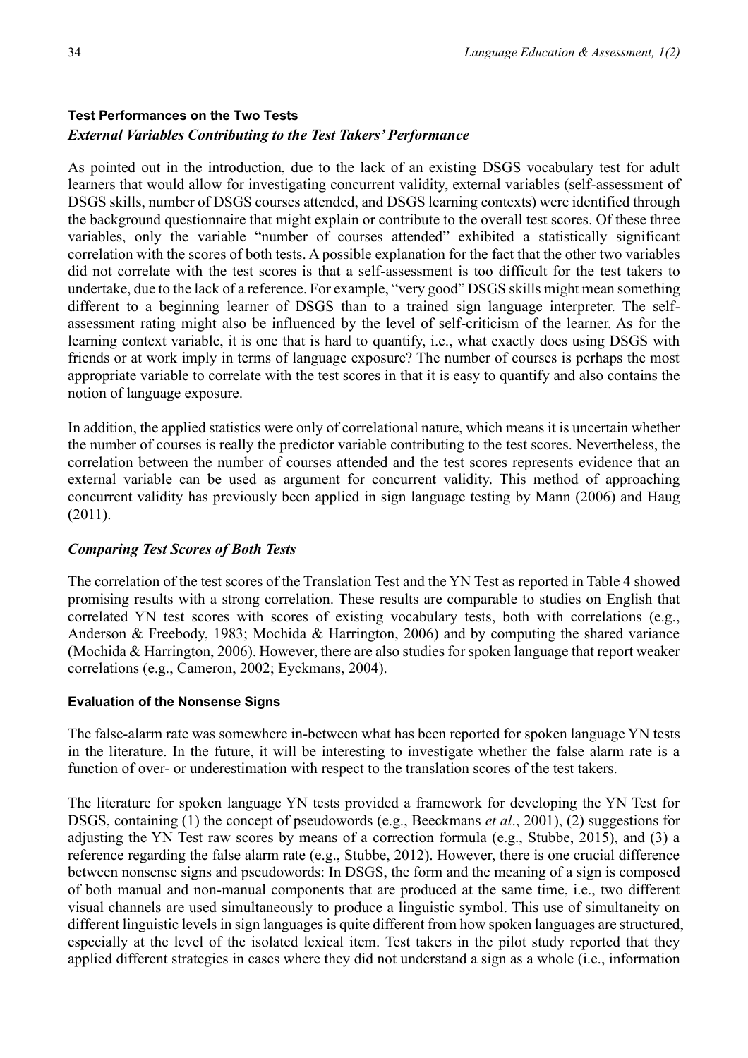### Test Performances on the Two Tests

#### *External Variables Contributing to the Test Takers' Performance*

As pointed out in the introduction, due to the lack of an existing DSGS vocabulary test for adult learners that would allow for investigating concurrent validity, external variables (self-assessment of DSGS skills, number of DSGS courses attended, and DSGS learning contexts) were identified through the background questionnaire that might explain or contribute to the overall test scores. Of these three variables, only the variable "number of courses attended" exhibited a statistically significant correlation with the scores of both tests. A possible explanation for the fact that the other two variables did not correlate with the test scores is that a self-assessment is too difficult for the test takers to undertake, due to the lack of a reference. For example, "very good" DSGS skills might mean something different to a beginning learner of DSGS than to a trained sign language interpreter. The self-assessment rating might also be influenced by the level of self-criticism of the learner. As for the learning context variable, it is one that is hard to quantify, i.e., what exactly does using DSGS with friends or at work imply in terms of language exposure? The number of courses is perhaps the most appropriate variable to correlate with the test scores in that it is easy to quantify and also contains the notion of language exposure.

In addition, the applied statistics were only of correlational nature, which means it is uncertain whether the number of courses is really the predictor variable contributing to the test scores. Nevertheless, the correlation between the number of courses attended and the test scores represents evidence that an external variable can be used as argument for concurrent validity. This method of approaching concurrent validity has previously been applied in sign language testing by Mann (2006) and Haug (2011).

#### *Comparing Test Scores of Both Tests*

The correlation of the test scores of the Translation Test and the YN Test as reported in Table 4 showed promising results with a strong correlation. These results are comparable to studies on English that correlated YN test scores with scores of existing vocabulary tests, both with correlations (e.g., Anderson & Freebody, 1983; Mochida & Harrington, 2006) and by computing the shared variance (Mochida & Harrington, 2006). However, there are also studies for spoken language that report weaker correlations (e.g., Cameron, 2002; Eyckmans, 2004).

### Evaluation of the Nonsense Signs

The false-alarm rate was somewhere in-between what has been reported for spoken language YN tests in the literature. In the future, it will be interesting to investigate whether the false alarm rate is a function of over- or underestimation with respect to the translation scores of the test takers.

The literature for spoken language YN tests provided a framework for developing the YN Test for DSGS, containing (1) the concept of pseudowords (e.g., Beeckmans *et al*., 2001), (2) suggestions for adjusting the YN Test raw scores by means of a correction formula (e.g., Stubbe, 2015), and (3) a reference regarding the false alarm rate (e.g., Stubbe, 2012). However, there is one crucial difference between nonsense signs and pseudowords: In DSGS, the form and the meaning of a sign is composed of both manual and non-manual components that are produced at the same time, i.e., two different visual channels are used simultaneously to produce a linguistic symbol. This use of simultaneity on different linguistic levels in sign languages is quite different from how spoken languages are structured, especially at the level of the isolated lexical item. Test takers in the pilot study reported that they applied different strategies in cases where they did not understand a sign as a whole (i.e., information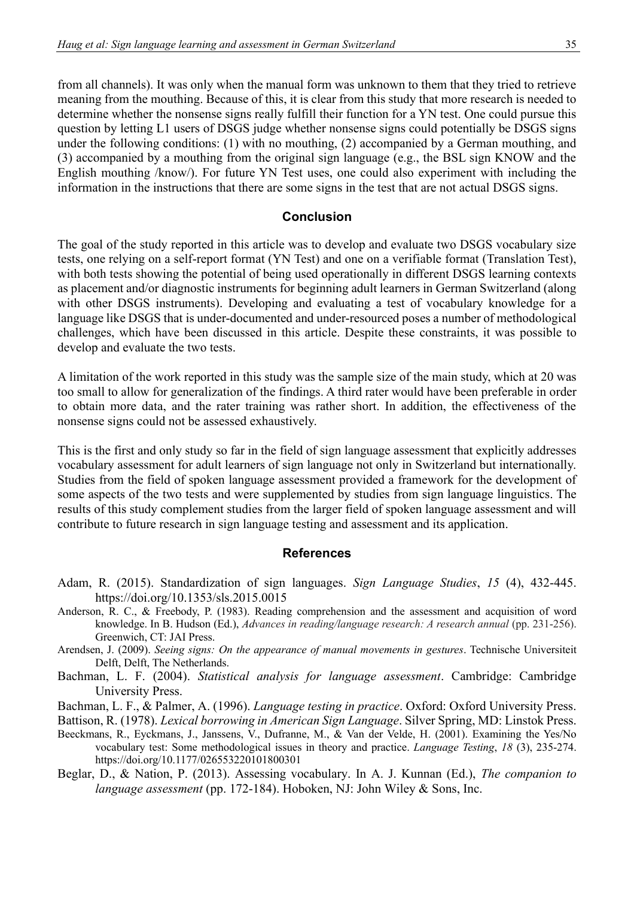from all channels). It was only when the manual form was unknown to them that they tried to retrieve meaning from the mouthing. Because of this, it is clear from this study that more research is needed to determine whether the nonsense signs really fulfill their function for a YN test. One could pursue this question by letting L1 users of DSGS judge whether nonsense signs could potentially be DSGS signs under the following conditions: (1) with no mouthing, (2) accompanied by a German mouthing, and (3) accompanied by a mouthing from the original sign language (e.g., the BSL sign KNOW and the English mouthing /know/). For future YN Test uses, one could also experiment with including the information in the instructions that there are some signs in the test that are not actual DSGS signs.

## Conclusion

The goal of the study reported in this article was to develop and evaluate two DSGS vocabulary size tests, one relying on a self-report format (YN Test) and one on a verifiable format (Translation Test), with both tests showing the potential of being used operationally in different DSGS learning contexts as placement and/or diagnostic instruments for beginning adult learners in German Switzerland (along with other DSGS instruments). Developing and evaluating a test of vocabulary knowledge for a language like DSGS that is under-documented and under-resourced poses a number of methodological challenges, which have been discussed in this article. Despite these constraints, it was possible to develop and evaluate the two tests.

A limitation of the work reported in this study was the sample size of the main study, which at 20 was too small to allow for generalization of the findings. A third rater would have been preferable in order to obtain more data, and the rater training was rather short. In addition, the effectiveness of the nonsense signs could not be assessed exhaustively.

This is the first and only study so far in the field of sign language assessment that explicitly addresses vocabulary assessment for adult learners of sign language not only in Switzerland but internationally. Studies from the field of spoken language assessment provided a framework for the development of some aspects of the two tests and were supplemented by studies from sign language linguistics. The results of this study complement studies from the larger field of spoken language assessment and will contribute to future research in sign language testing and assessment and its application.

## References

Adam, R. (2015). Standardization of sign languages. *Sign Language Studies*, *15* (4), 432-445. https://doi.org/10.1353/sls.2015.0015

Anderson, R. C., & Freebody, P. (1983). Reading comprehension and the assessment and acquisition of word knowledge. In B. Hudson (Ed.), *Advances in reading/language research: A research annual* (pp. 231-256). Greenwich, CT: JAI Press.

Arendsen, J. (2009). *Seeing signs: On the appearance of manual movements in gestures*. Technische Universiteit Delft, Delft, The Netherlands.

Bachman, L. F. (2004). *Statistical analysis for language assessment*. Cambridge: Cambridge University Press.

Bachman, L. F., & Palmer, A. (1996). *Language testing in practice*. Oxford: Oxford University Press.

Battison, R. (1978). *Lexical borrowing in American Sign Language*. Silver Spring, MD: Linstok Press.

Beeckmans, R., Eyckmans, J., Janssens, V., Dufranne, M., & Van der Velde, H. (2001). Examining the Yes/No vocabulary test: Some methodological issues in theory and practice. *Language Testing*, *18* (3), 235-274. https://doi.org/10.1177/026553220101800301

Beglar, D., & Nation, P. (2013). Assessing vocabulary. In A. J. Kunnan (Ed.), *The companion to language assessment* (pp. 172-184). Hoboken, NJ: John Wiley & Sons, Inc.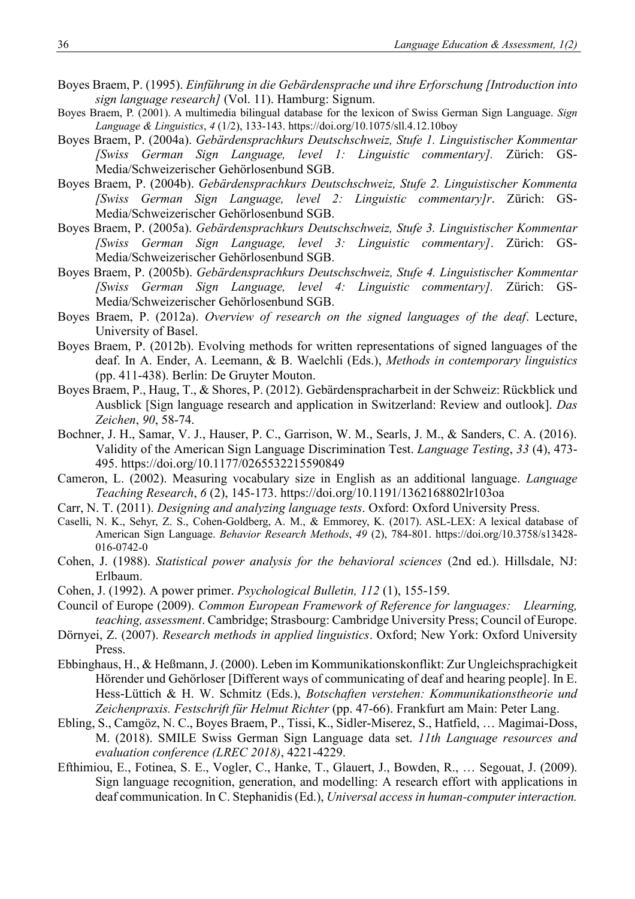Boyes Braem, P. (1995). *Einführung in die Gebärdensprache und ihre Erforschung [Introduction into sign language research]* (Vol. 11). Hamburg: Signum.

Boyes Braem, P. (2001). A multimedia bilingual database for the lexicon of Swiss German Sign Language. *Sign Language & Linguistics*, *4* (1/2), 133-143. https://doi.org/10.1075/sll.4.12.10boy

Boyes Braem, P. (2004a). *Gebärdensprachkurs Deutschschweiz, Stufe 1. Linguistischer Kommentar [Swiss German Sign Language, level 1: Linguistic commentary].* Zürich: GS-Media/Schweizerischer Gehörlosenbund SGB.

Boyes Braem, P. (2004b). *Gebärdensprachkurs Deutschschweiz, Stufe 2. Linguistischer Kommenta [Swiss German Sign Language, level 2: Linguistic commentary]r*. Zürich: GS-Media/Schweizerischer Gehörlosenbund SGB.

Boyes Braem, P. (2005a). *Gebärdensprachkurs Deutschschweiz, Stufe 3. Linguistischer Kommentar [Swiss German Sign Language, level 3: Linguistic commentary]*. Zürich: GS-Media/Schweizerischer Gehörlosenbund SGB.

Boyes Braem, P. (2005b). *Gebärdensprachkurs Deutschschweiz, Stufe 4. Linguistischer Kommentar [Swiss German Sign Language, level 4: Linguistic commentary].* Zürich: GS-Media/Schweizerischer Gehörlosenbund SGB.

Boyes Braem, P. (2012a). *Overview of research on the signed languages of the deaf*. Lecture, University of Basel.

Boyes Braem, P. (2012b). Evolving methods for written representations of signed languages of the deaf. In A. Ender, A. Leemann, & B. Waelchli (Eds.), *Methods in contemporary linguistics* (pp. 411-438). Berlin: De Gruyter Mouton.

Boyes Braem, P., Haug, T., & Shores, P. (2012). Gebärdenspracharbeit in der Schweiz: Rückblick und Ausblick [Sign language research and application in Switzerland: Review and outlook]. *Das Zeichen*, *90*, 58-74.

Bochner, J. H., Samar, V. J., Hauser, P. C., Garrison, W. M., Searls, J. M., & Sanders, C. A. (2016). Validity of the American Sign Language Discrimination Test. *Language Testing*, *33* (4), 473-495. https://doi.org/10.1177/0265532215590849

Cameron, L. (2002). Measuring vocabulary size in English as an additional language. *Language Teaching Research*, *6* (2), 145-173. https://doi.org/10.1191/1362168802lr103oa

Carr, N. T. (2011). *Designing and analyzing language tests*. Oxford: Oxford University Press.

Caselli, N. K., Sehyr, Z. S., Cohen-Goldberg, A. M., & Emmorey, K. (2017). ASL-LEX: A lexical database of American Sign Language. *Behavior Research Methods*, *49* (2), 784-801. https://doi.org/10.3758/s13428-016-0742-0

Cohen, J. (1988). *Statistical power analysis for the behavioral sciences* (2nd ed.). Hillsdale, NJ: Erlbaum.

Cohen, J. (1992). A power primer. *Psychological Bulletin, 112* (1), 155-159.

Council of Europe (2009). *Common European Framework of Reference for languages: Llearning, teaching, assessment*. Cambridge; Strasbourg: Cambridge University Press; Council of Europe.

Dörnyei, Z. (2007). *Research methods in applied linguistics*. Oxford; New York: Oxford University Press.

Ebbinghaus, H., & Heßmann, J. (2000). Leben im Kommunikationskonflikt: Zur Ungleichsprachigkeit Hörender und Gehörloser [Different ways of communicating of deaf and hearing people]. In E. Hess-Lüttich & H. W. Schmitz (Eds.), *Botschaften verstehen: Kommunikationstheorie und Zeichenpraxis. Festschrift für Helmut Richter* (pp. 47-66). Frankfurt am Main: Peter Lang.

Ebling, S., Camgöz, N. C., Boyes Braem, P., Tissi, K., Sidler-Miserez, S., Hatfield, … Magimai-Doss, M. (2018). SMILE Swiss German Sign Language data set. *11th Language resources and evaluation conference (LREC 2018)*, 4221-4229.

Efthimiou, E., Fotinea, S. E., Vogler, C., Hanke, T., Glauert, J., Bowden, R., … Segouat, J. (2009). Sign language recognition, generation, and modelling: A research effort with applications in deaf communication. In C. Stephanidis (Ed.), *Universal access in human-computer interaction.*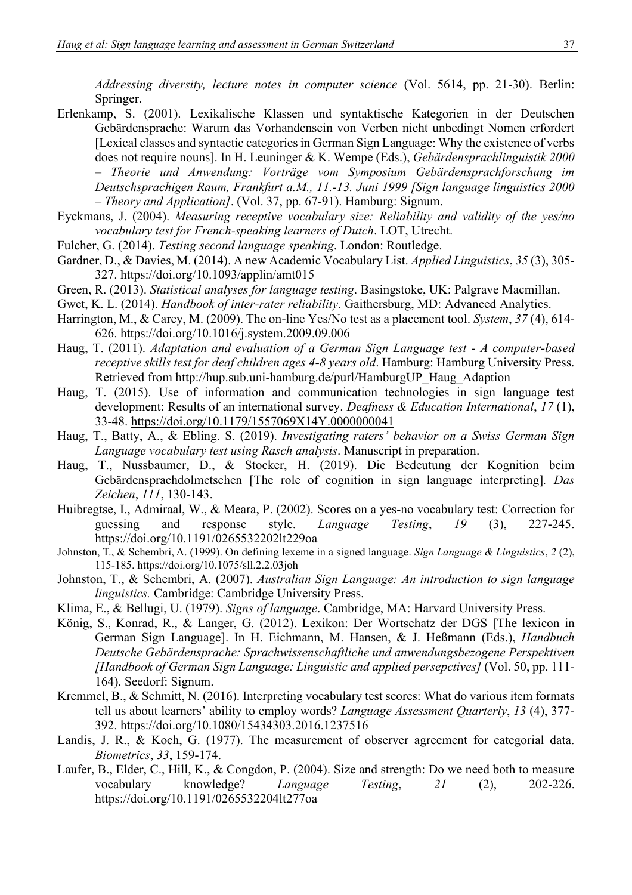*Addressing diversity, lecture notes in computer science* (Vol. 5614, pp. 21-30). Berlin: Springer.

Erlenkamp, S. (2001). Lexikalische Klassen und syntaktische Kategorien in der Deutschen Gebärdensprache: Warum das Vorhandensein von Verben nicht unbedingt Nomen erfordert [Lexical classes and syntactic categories in German Sign Language: Why the existence of verbs does not require nouns]. In H. Leuninger & K. Wempe (Eds.), *Gebärdensprachlinguistik 2000 – Theorie und Anwendung: Vorträge vom Symposium Gebärdensprachforschung im Deutschsprachigen Raum, Frankfurt a.M., 11.-13. Juni 1999 [Sign language linguistics 2000 – Theory and Application]*. (Vol. 37, pp. 67-91). Hamburg: Signum.

Eyckmans, J. (2004). *Measuring receptive vocabulary size: Reliability and validity of the yes/no vocabulary test for French-speaking learners of Dutch*. LOT, Utrecht.

Fulcher, G. (2014). *Testing second language speaking*. London: Routledge.

Gardner, D., & Davies, M. (2014). A new Academic Vocabulary List. *Applied Linguistics*, *35* (3), 305-327. https://doi.org/10.1093/applin/amt015

Green, R. (2013). *Statistical analyses for language testing*. Basingstoke, UK: Palgrave Macmillan.

Gwet, K. L. (2014). *Handbook of inter-rater reliability*. Gaithersburg, MD: Advanced Analytics.

Harrington, M., & Carey, M. (2009). The on-line Yes/No test as a placement tool. *System*, *37* (4), 614-626. https://doi.org/10.1016/j.system.2009.09.006

Haug, T. (2011). *Adaptation and evaluation of a German Sign Language test - A computer-based receptive skills test for deaf children ages 4-8 years old*. Hamburg: Hamburg University Press. Retrieved from http://hup.sub.uni-hamburg.de/purl/HamburgUP_Haug_Adaption

Haug, T. (2015). Use of information and communication technologies in sign language test development: Results of an international survey. *Deafness & Education International*, *17* (1), 33-48. https://doi.org/10.1179/1557069X14Y.0000000041

Haug, T., Batty, A., & Ebling. S. (2019). *Investigating raters' behavior on a Swiss German Sign Language vocabulary test using Rasch analysis*. Manuscript in preparation.

Haug, T., Nussbaumer, D., & Stocker, H. (2019). Die Bedeutung der Kognition beim Gebärdensprachdolmetschen [The role of cognition in sign language interpreting]. *Das Zeichen*, *111*, 130-143.

Huibregtse, I., Admiraal, W., & Meara, P. (2002). Scores on a yes-no vocabulary test: Correction for guessing and response style. *Language Testing*, *19* (3), 227-245. https://doi.org/10.1191/0265532202lt229oa

Johnston, T., & Schembri, A. (1999). On defining lexeme in a signed language. *Sign Language & Linguistics*, *2* (2), 115-185. https://doi.org/10.1075/sll.2.2.03joh

Johnston, T., & Schembri, A. (2007). *Australian Sign Language: An introduction to sign language linguistics.* Cambridge: Cambridge University Press.

Klima, E., & Bellugi, U. (1979). *Signs of language*. Cambridge, MA: Harvard University Press.

König, S., Konrad, R., & Langer, G. (2012). Lexikon: Der Wortschatz der DGS [The lexicon in German Sign Language]. In H. Eichmann, M. Hansen, & J. Heßmann (Eds.), *Handbuch Deutsche Gebärdensprache: Sprachwissenschaftliche und anwendungsbezogene Perspektiven [Handbook of German Sign Language: Linguistic and applied persepctives]* (Vol. 50, pp. 111-164). Seedorf: Signum.

Kremmel, B., & Schmitt, N. (2016). Interpreting vocabulary test scores: What do various item formats tell us about learners' ability to employ words? *Language Assessment Quarterly*, *13* (4), 377-392. https://doi.org/10.1080/15434303.2016.1237516

Landis, J. R., & Koch, G. (1977). The measurement of observer agreement for categorial data. *Biometrics*, *33*, 159-174.

Laufer, B., Elder, C., Hill, K., & Congdon, P. (2004). Size and strength: Do we need both to measure vocabulary knowledge? *Language Testing*, *21* (2), 202-226. https://doi.org/10.1191/0265532204lt277oa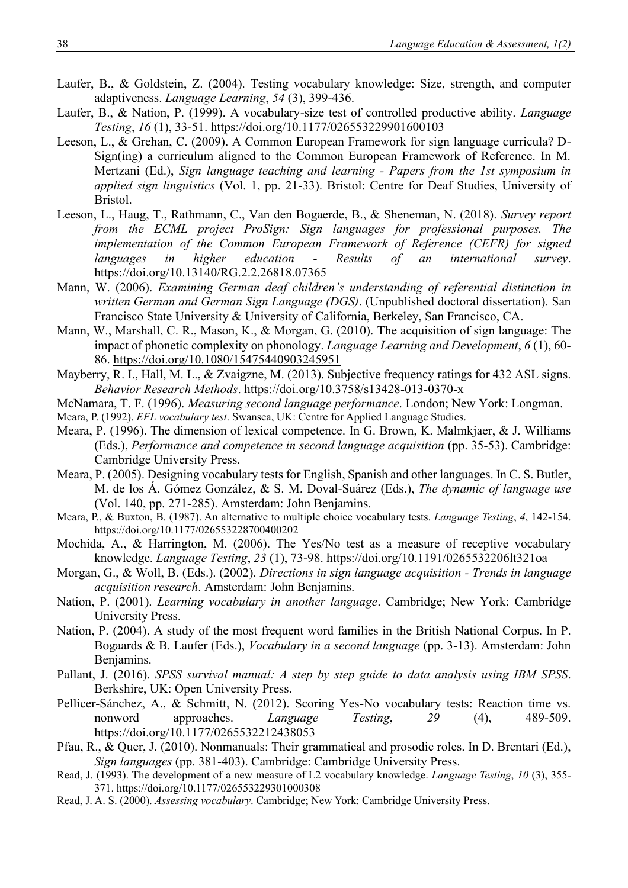Laufer, B., & Goldstein, Z. (2004). Testing vocabulary knowledge: Size, strength, and computer adaptiveness. *Language Learning*, *54* (3), 399-436.

Laufer, B., & Nation, P. (1999). A vocabulary-size test of controlled productive ability. *Language Testing*, *16* (1), 33-51. https://doi.org/10.1177/026553229901600103

Leeson, L., & Grehan, C. (2009). A Common European Framework for sign language curricula? D-Sign(ing) a curriculum aligned to the Common European Framework of Reference. In M. Mertzani (Ed.), *Sign language teaching and learning - Papers from the 1st symposium in applied sign linguistics* (Vol. 1, pp. 21-33). Bristol: Centre for Deaf Studies, University of Bristol.

Leeson, L., Haug, T., Rathmann, C., Van den Bogaerde, B., & Sheneman, N. (2018). *Survey report from the ECML project ProSign: Sign languages for professional purposes. The implementation of the Common European Framework of Reference (CEFR) for signed languages in higher education - Results of an international survey*. https://doi.org/10.13140/RG.2.2.26818.07365

Mann, W. (2006). *Examining German deaf children's understanding of referential distinction in written German and German Sign Language (DGS)*. (Unpublished doctoral dissertation). San Francisco State University & University of California, Berkeley, San Francisco, CA.

Mann, W., Marshall, C. R., Mason, K., & Morgan, G. (2010). The acquisition of sign language: The impact of phonetic complexity on phonology. *Language Learning and Development*, *6* (1), 60-86. https://doi.org/10.1080/15475440903245951

Mayberry, R. I., Hall, M. L., & Zvaigzne, M. (2013). Subjective frequency ratings for 432 ASL signs. *Behavior Research Methods*. https://doi.org/10.3758/s13428-013-0370-x

McNamara, T. F. (1996). *Measuring second language performance*. London; New York: Longman.

Meara, P. (1992). *EFL vocabulary test*. Swansea, UK: Centre for Applied Language Studies.

Meara, P. (1996). The dimension of lexical competence. In G. Brown, K. Malmkjaer, & J. Williams (Eds.), *Performance and competence in second language acquisition* (pp. 35-53). Cambridge: Cambridge University Press.

Meara, P. (2005). Designing vocabulary tests for English, Spanish and other languages. In C. S. Butler, M. de los Á. Gómez González, & S. M. Doval-Suárez (Eds.), *The dynamic of language use* (Vol. 140, pp. 271-285). Amsterdam: John Benjamins.

Meara, P., & Buxton, B. (1987). An alternative to multiple choice vocabulary tests. *Language Testing*, *4*, 142-154. https://doi.org/10.1177/026553228700400202

Mochida, A., & Harrington, M. (2006). The Yes/No test as a measure of receptive vocabulary knowledge. *Language Testing*, *23* (1), 73-98. https://doi.org/10.1191/0265532206lt321oa

Morgan, G., & Woll, B. (Eds.). (2002). *Directions in sign language acquisition - Trends in language acquisition research*. Amsterdam: John Benjamins.

Nation, P. (2001). *Learning vocabulary in another language*. Cambridge; New York: Cambridge University Press.

Nation, P. (2004). A study of the most frequent word families in the British National Corpus. In P. Bogaards & B. Laufer (Eds.), *Vocabulary in a second language* (pp. 3-13). Amsterdam: John Benjamins.

Pallant, J. (2016). *SPSS survival manual: A step by step guide to data analysis using IBM SPSS*. Berkshire, UK: Open University Press.

Pellicer-Sánchez, A., & Schmitt, N. (2012). Scoring Yes-No vocabulary tests: Reaction time vs. nonword approaches. *Language Testing*, *29* (4), 489-509. https://doi.org/10.1177/0265532212438053

Pfau, R., & Quer, J. (2010). Nonmanuals: Their grammatical and prosodic roles. In D. Brentari (Ed.), *Sign languages* (pp. 381-403). Cambridge: Cambridge University Press.

Read, J. (1993). The development of a new measure of L2 vocabulary knowledge. *Language Testing*, *10* (3), 355-371. https://doi.org/10.1177/026553229301000308

Read, J. A. S. (2000). *Assessing vocabulary*. Cambridge; New York: Cambridge University Press.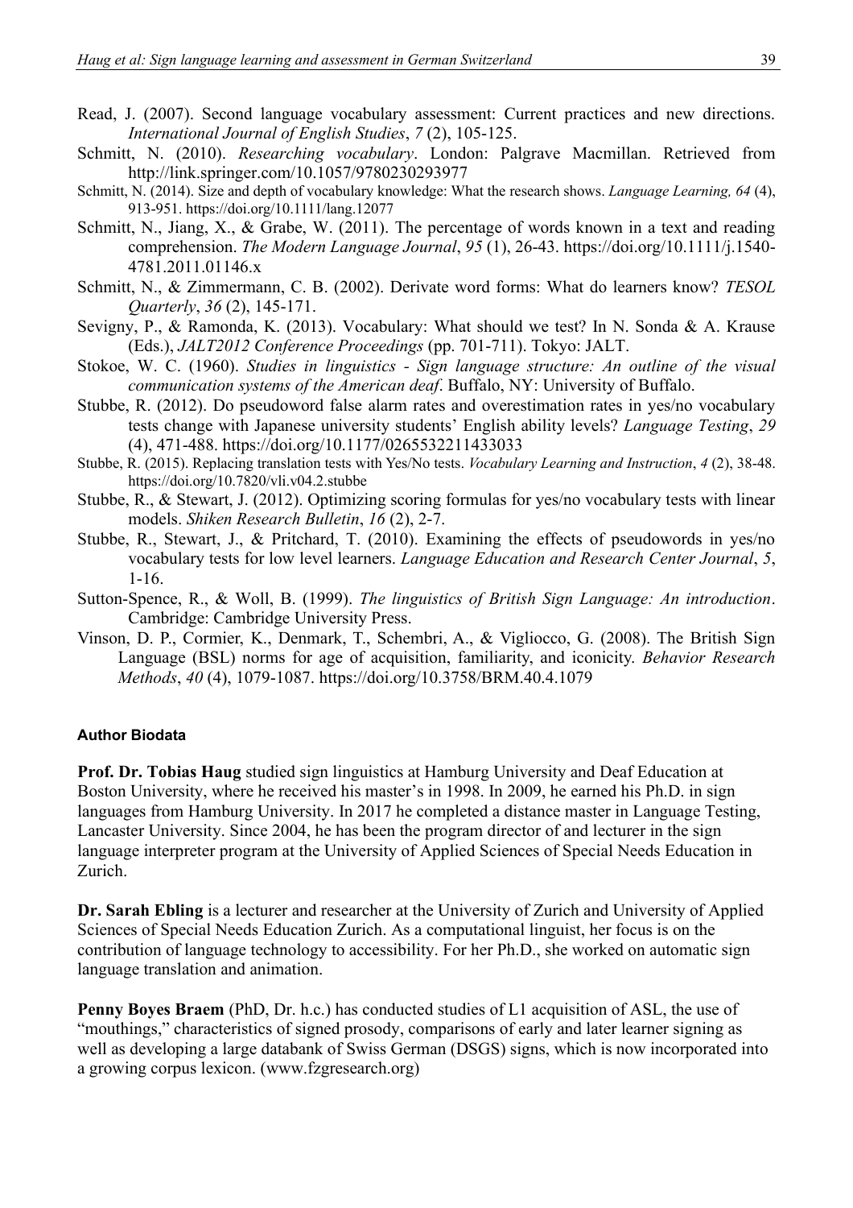Read, J. (2007). Second language vocabulary assessment: Current practices and new directions. *International Journal of English Studies*, *7* (2), 105-125.

Schmitt, N. (2010). *Researching vocabulary*. London: Palgrave Macmillan. Retrieved from http://link.springer.com/10.1057/9780230293977

Schmitt, N. (2014). Size and depth of vocabulary knowledge: What the research shows. *Language Learning, 64* (4), 913-951. https://doi.org/10.1111/lang.12077

Schmitt, N., Jiang, X., & Grabe, W. (2011). The percentage of words known in a text and reading comprehension. *The Modern Language Journal*, *95* (1), 26-43. https://doi.org/10.1111/j.1540-4781.2011.01146.x

Schmitt, N., & Zimmermann, C. B. (2002). Derivate word forms: What do learners know? *TESOL Quarterly*, *36* (2), 145-171.

Sevigny, P., & Ramonda, K. (2013). Vocabulary: What should we test? In N. Sonda & A. Krause (Eds.), *JALT2012 Conference Proceedings* (pp. 701-711). Tokyo: JALT.

Stokoe, W. C. (1960). *Studies in linguistics - Sign language structure: An outline of the visual communication systems of the American deaf*. Buffalo, NY: University of Buffalo.

Stubbe, R. (2012). Do pseudoword false alarm rates and overestimation rates in yes/no vocabulary tests change with Japanese university students' English ability levels? *Language Testing*, *29* (4), 471-488. https://doi.org/10.1177/0265532211433033

Stubbe, R. (2015). Replacing translation tests with Yes/No tests. *Vocabulary Learning and Instruction*, *4* (2), 38-48. https://doi.org/10.7820/vli.v04.2.stubbe

Stubbe, R., & Stewart, J. (2012). Optimizing scoring formulas for yes/no vocabulary tests with linear models. *Shiken Research Bulletin*, *16* (2), 2-7.

Stubbe, R., Stewart, J., & Pritchard, T. (2010). Examining the effects of pseudowords in yes/no vocabulary tests for low level learners. *Language Education and Research Center Journal*, *5*, 1-16.

Sutton-Spence, R., & Woll, B. (1999). *The linguistics of British Sign Language: An introduction*. Cambridge: Cambridge University Press.

Vinson, D. P., Cormier, K., Denmark, T., Schembri, A., & Vigliocco, G. (2008). The British Sign Language (BSL) norms for age of acquisition, familiarity, and iconicity. *Behavior Research Methods*, *40* (4), 1079-1087. https://doi.org/10.3758/BRM.40.4.1079

#### Author Biodata

**Prof. Dr. Tobias Haug** studied sign linguistics at Hamburg University and Deaf Education at Boston University, where he received his master's in 1998. In 2009, he earned his Ph.D. in sign languages from Hamburg University. In 2017 he completed a distance master in Language Testing, Lancaster University. Since 2004, he has been the program director of and lecturer in the sign language interpreter program at the University of Applied Sciences of Special Needs Education in Zurich.

**Dr. Sarah Ebling** is a lecturer and researcher at the University of Zurich and University of Applied Sciences of Special Needs Education Zurich. As a computational linguist, her focus is on the contribution of language technology to accessibility. For her Ph.D., she worked on automatic sign language translation and animation.

**Penny Boyes Braem** (PhD, Dr. h.c.) has conducted studies of L1 acquisition of ASL, the use of "mouthings," characteristics of signed prosody, comparisons of early and later learner signing as well as developing a large databank of Swiss German (DSGS) signs, which is now incorporated into a growing corpus lexicon. (www.fzgresearch.org)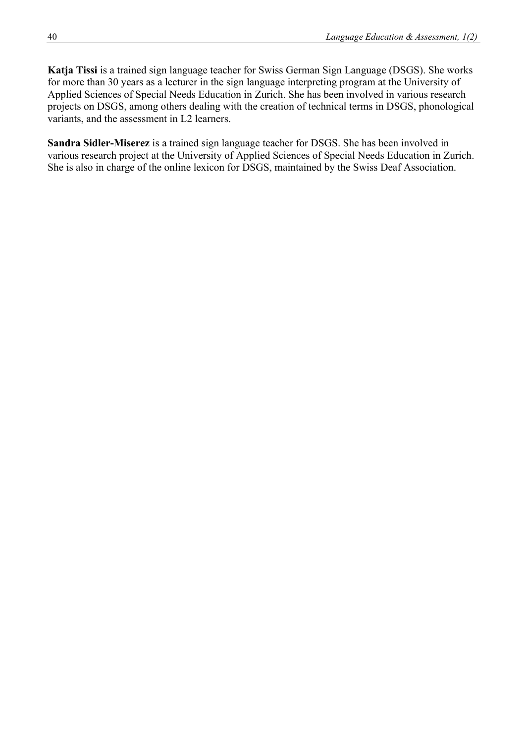**Katja Tissi** is a trained sign language teacher for Swiss German Sign Language (DSGS). She works for more than 30 years as a lecturer in the sign language interpreting program at the University of Applied Sciences of Special Needs Education in Zurich. She has been involved in various research projects on DSGS, among others dealing with the creation of technical terms in DSGS, phonological variants, and the assessment in L2 learners.

**Sandra Sidler-Miserez** is a trained sign language teacher for DSGS. She has been involved in various research project at the University of Applied Sciences of Special Needs Education in Zurich. She is also in charge of the online lexicon for DSGS, maintained by the Swiss Deaf Association.